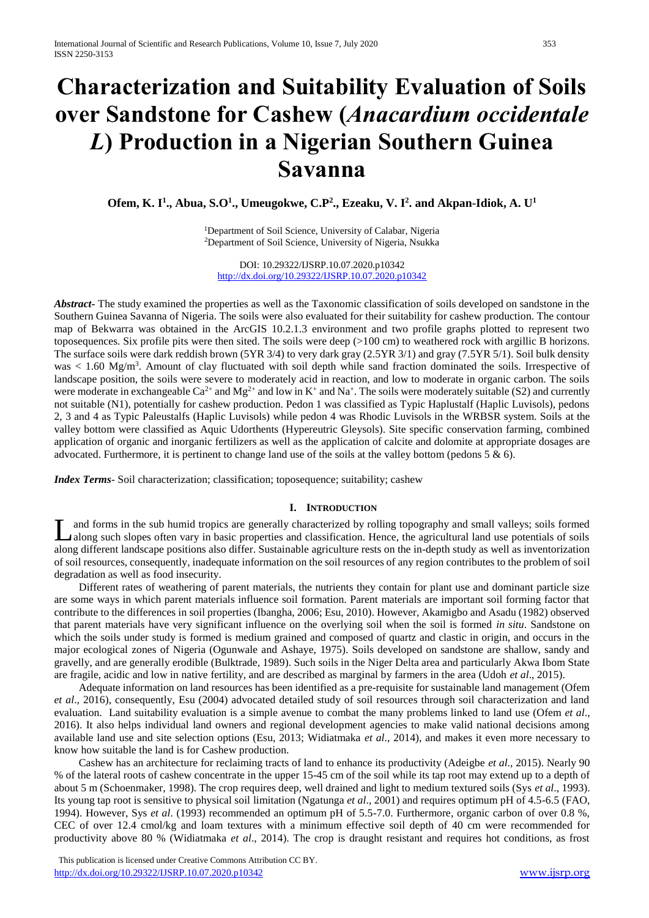# Characterization and Suitability Evaluation of Soils over Sandstone for Cashew (*Anacardium occidentale L*) Production in a Nigerian Southern Guinea Savanna

**Ofem, K. I[1]., Abua, S.O[1]., Umeugokwe, C.P[2]., Ezeaku, V. I[2]. and Akpan-Idiok, A. U[1]**

[1]Department of Soil Science, University of Calabar, Nigeria
[2]Department of Soil Science, University of Nigeria, Nsukka

DOI: 10.29322/IJSRP.10.07.2020.p10342
http://dx.doi.org/10.29322/IJSRP.10.07.2020.p10342

***Abstract-*** The study examined the properties as well as the Taxonomic classification of soils developed on sandstone in the Southern Guinea Savanna of Nigeria. The soils were also evaluated for their suitability for cashew production. The contour map of Bekwarra was obtained in the ArcGIS 10.2.1.3 environment and two profile graphs plotted to represent two toposequences. Six profile pits were then sited. The soils were deep (>100 cm) to weathered rock with argillic B horizons. The surface soils were dark reddish brown (5YR 3/4) to very dark gray (2.5YR 3/1) and gray (7.5YR 5/1). Soil bulk density was < 1.60 Mg/m$^3$. Amount of clay fluctuated with soil depth while sand fraction dominated the soils. Irrespective of landscape position, the soils were severe to moderately acid in reaction, and low to moderate in organic carbon. The soils were moderate in exchangeable $Ca^{2+}$ and $Mg^{2+}$ and low in $K^+$ and $Na^+$. The soils were moderately suitable (S2) and currently not suitable (N1), potentially for cashew production. Pedon 1 was classified as Typic Haplustalf (Haplic Luvisols), pedons 2, 3 and 4 as Typic Paleustalfs (Haplic Luvisols) while pedon 4 was Rhodic Luvisols in the WRBSR system. Soils at the valley bottom were classified as Aquic Udorthents (Hypereutric Gleysols). Site specific conservation farming, combined application of organic and inorganic fertilizers as well as the application of calcite and dolomite at appropriate dosages are advocated. Furthermore, it is pertinent to change land use of the soils at the valley bottom (pedons 5 & 6).

***Index Terms*-** Soil characterization; classification; toposequence; suitability; cashew

## I. INTRODUCTION

Land forms in the sub humid tropics are generally characterized by rolling topography and small valleys; soils formed along such slopes often vary in basic properties and classification. Hence, the agricultural land use potentials of soils along different landscape positions also differ. Sustainable agriculture rests on the in-depth study as well as inventorization of soil resources, consequently, inadequate information on the soil resources of any region contributes to the problem of soil degradation as well as food insecurity.

Different rates of weathering of parent materials, the nutrients they contain for plant use and dominant particle size are some ways in which parent materials influence soil formation. Parent materials are important soil forming factor that contribute to the differences in soil properties (Ibangha, 2006; Esu, 2010). However, Akamigbo and Asadu (1982) observed that parent materials have very significant influence on the overlying soil when the soil is formed *in situ*. Sandstone on which the soils under study is formed is medium grained and composed of quartz and clastic in origin, and occurs in the major ecological zones of Nigeria (Ogunwale and Ashaye, 1975). Soils developed on sandstone are shallow, sandy and gravelly, and are generally erodible (Bulktrade, 1989). Such soils in the Niger Delta area and particularly Akwa Ibom State are fragile, acidic and low in native fertility, and are described as marginal by farmers in the area (Udoh *et al*., 2015).

Adequate information on land resources has been identified as a pre-requisite for sustainable land management (Ofem *et al*., 2016), consequently, Esu (2004) advocated detailed study of soil resources through soil characterization and land evaluation. Land suitability evaluation is a simple avenue to combat the many problems linked to land use (Ofem *et al*., 2016). It also helps individual land owners and regional development agencies to make valid national decisions among available land use and site selection options (Esu, 2013; Widiatmaka *et al*., 2014), and makes it even more necessary to know how suitable the land is for Cashew production.

Cashew has an architecture for reclaiming tracts of land to enhance its productivity (Adeigbe *et al*., 2015). Nearly 90 % of the lateral roots of cashew concentrate in the upper 15-45 cm of the soil while its tap root may extend up to a depth of about 5 m (Schoenmaker, 1998). The crop requires deep, well drained and light to medium textured soils (Sys *et al*., 1993). Its young tap root is sensitive to physical soil limitation (Ngatunga *et al*., 2001) and requires optimum pH of 4.5-6.5 (FAO, 1994). However, Sys *et al*. (1993) recommended an optimum pH of 5.5-7.0. Furthermore, organic carbon of over 0.8 %, CEC of over 12.4 cmol/kg and loam textures with a minimum effective soil depth of 40 cm were recommended for productivity above 80 % (Widiatmaka *et al*., 2014). The crop is draught resistant and requires hot conditions, as frost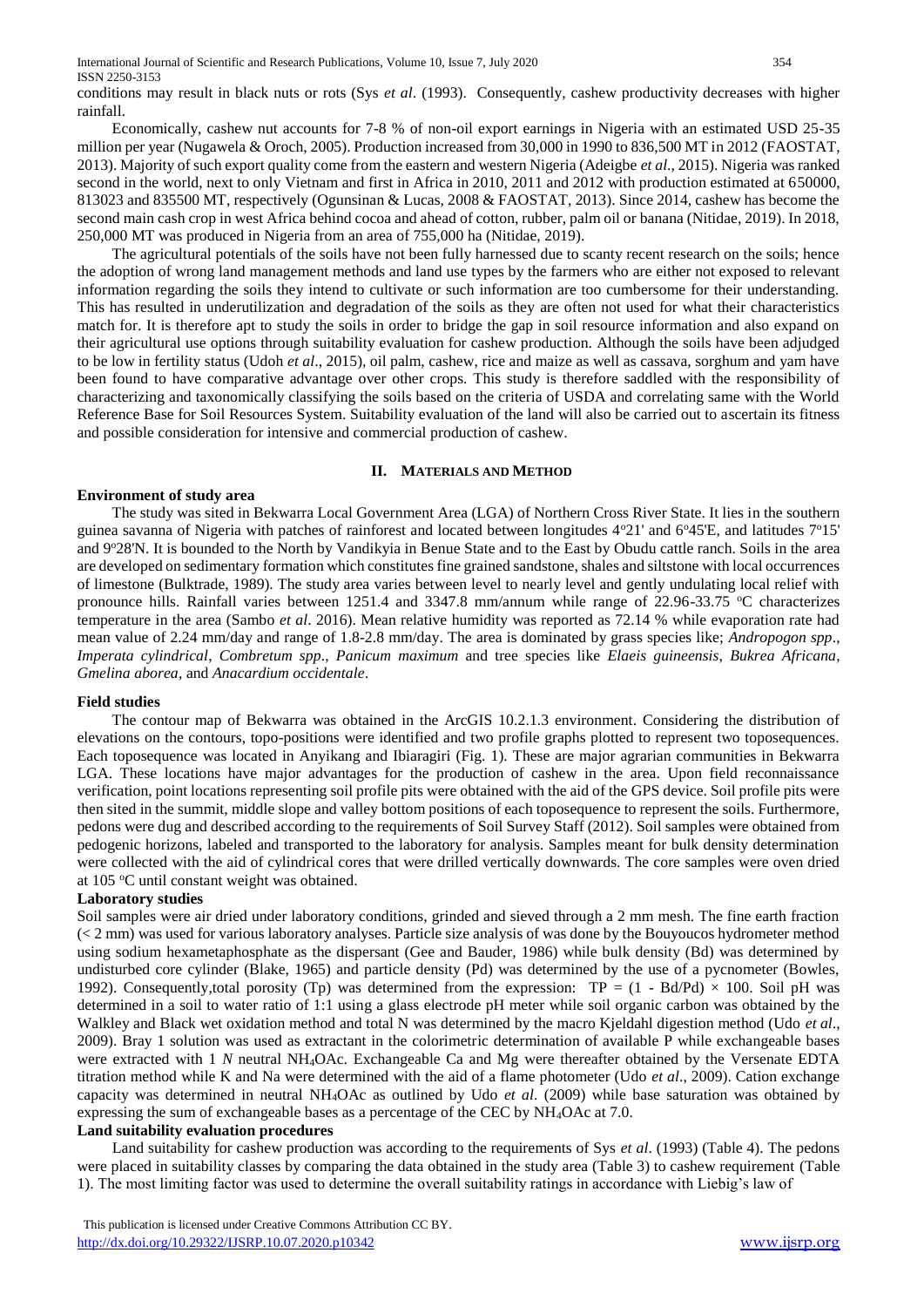conditions may result in black nuts or rots (Sys *et al*. (1993). Consequently, cashew productivity decreases with higher rainfall.

Economically, cashew nut accounts for 7-8 % of non-oil export earnings in Nigeria with an estimated USD 25-35 million per year (Nugawela & Oroch, 2005). Production increased from 30,000 in 1990 to 836,500 MT in 2012 (FAOSTAT, 2013). Majority of such export quality come from the eastern and western Nigeria (Adeigbe *et al*., 2015). Nigeria was ranked second in the world, next to only Vietnam and first in Africa in 2010, 2011 and 2012 with production estimated at 650000, 813023 and 835500 MT, respectively (Ogunsinan & Lucas, 2008 & FAOSTAT, 2013). Since 2014, cashew has become the second main cash crop in west Africa behind cocoa and ahead of cotton, rubber, palm oil or banana (Nitidae, 2019). In 2018, 250,000 MT was produced in Nigeria from an area of 755,000 ha (Nitidae, 2019).

The agricultural potentials of the soils have not been fully harnessed due to scanty recent research on the soils; hence the adoption of wrong land management methods and land use types by the farmers who are either not exposed to relevant information regarding the soils they intend to cultivate or such information are too cumbersome for their understanding. This has resulted in underutilization and degradation of the soils as they are often not used for what their characteristics match for. It is therefore apt to study the soils in order to bridge the gap in soil resource information and also expand on their agricultural use options through suitability evaluation for cashew production. Although the soils have been adjudged to be low in fertility status (Udoh *et al*., 2015), oil palm, cashew, rice and maize as well as cassava, sorghum and yam have been found to have comparative advantage over other crops. This study is therefore saddled with the responsibility of characterizing and taxonomically classifying the soils based on the criteria of USDA and correlating same with the World Reference Base for Soil Resources System. Suitability evaluation of the land will also be carried out to ascertain its fitness and possible consideration for intensive and commercial production of cashew.

## II. MATERIALS AND METHOD

### Environment of study area

The study was sited in Bekwarra Local Government Area (LGA) of Northern Cross River State. It lies in the southern guinea savanna of Nigeria with patches of rainforest and located between longitudes 4°21' and 6°45'E, and latitudes 7°15' and 9°28'N. It is bounded to the North by Vandikyia in Benue State and to the East by Obudu cattle ranch. Soils in the area are developed on sedimentary formation which constitutes fine grained sandstone, shales and siltstone with local occurrences of limestone (Bulktrade, 1989). The study area varies between level to nearly level and gently undulating local relief with pronounce hills. Rainfall varies between 1251.4 and 3347.8 mm/annum while range of 22.96-33.75 °C characterizes temperature in the area (Sambo *et al*. 2016). Mean relative humidity was reported as 72.14 % while evaporation rate had mean value of 2.24 mm/day and range of 1.8-2.8 mm/day. The area is dominated by grass species like; *Andropogon spp*., *Imperata cylindrical*, *Combretum spp*., *Panicum maximum* and tree species like *Elaeis guineensis*, *Bukrea Africana*, *Gmelina aborea*, and *Anacardium occidentale*.

### Field studies

The contour map of Bekwarra was obtained in the ArcGIS 10.2.1.3 environment. Considering the distribution of elevations on the contours, topo-positions were identified and two profile graphs plotted to represent two toposequences. Each toposequence was located in Anyikang and Ibiaragiri (Fig. 1). These are major agrarian communities in Bekwarra LGA. These locations have major advantages for the production of cashew in the area. Upon field reconnaissance verification, point locations representing soil profile pits were obtained with the aid of the GPS device. Soil profile pits were then sited in the summit, middle slope and valley bottom positions of each toposequence to represent the soils. Furthermore, pedons were dug and described according to the requirements of Soil Survey Staff (2012). Soil samples were obtained from pedogenic horizons, labeled and transported to the laboratory for analysis. Samples meant for bulk density determination were collected with the aid of cylindrical cores that were drilled vertically downwards. The core samples were oven dried at 105 °C until constant weight was obtained.

### Laboratory studies

Soil samples were air dried under laboratory conditions, grinded and sieved through a 2 mm mesh. The fine earth fraction (< 2 mm) was used for various laboratory analyses. Particle size analysis of was done by the Bouyoucos hydrometer method using sodium hexametaphosphate as the dispersant (Gee and Bauder, 1986) while bulk density (Bd) was determined by undisturbed core cylinder (Blake, 1965) and particle density (Pd) was determined by the use of a pycnometer (Bowles, 1992). Consequently,total porosity (Tp) was determined from the expression: $TP = (1 - Bd/Pd) \times 100$. Soil pH was determined in a soil to water ratio of 1:1 using a glass electrode pH meter while soil organic carbon was obtained by the Walkley and Black wet oxidation method and total N was determined by the macro Kjeldahl digestion method (Udo *et al*., 2009). Bray 1 solution was used as extractant in the colorimetric determination of available P while exchangeable bases were extracted with 1 *N* neutral $NH_4OAc$. Exchangeable Ca and Mg were thereafter obtained by the Versenate EDTA titration method while K and Na were determined with the aid of a flame photometer (Udo *et al*., 2009). Cation exchange capacity was determined in neutral $NH_4OAc$ as outlined by Udo *et al*. (2009) while base saturation was obtained by expressing the sum of exchangeable bases as a percentage of the CEC by $NH_4OAc$ at 7.0.

### Land suitability evaluation procedures

Land suitability for cashew production was according to the requirements of Sys *et al*. (1993) (Table 4). The pedons were placed in suitability classes by comparing the data obtained in the study area (Table 3) to cashew requirement (Table 1). The most limiting factor was used to determine the overall suitability ratings in accordance with Liebig's law of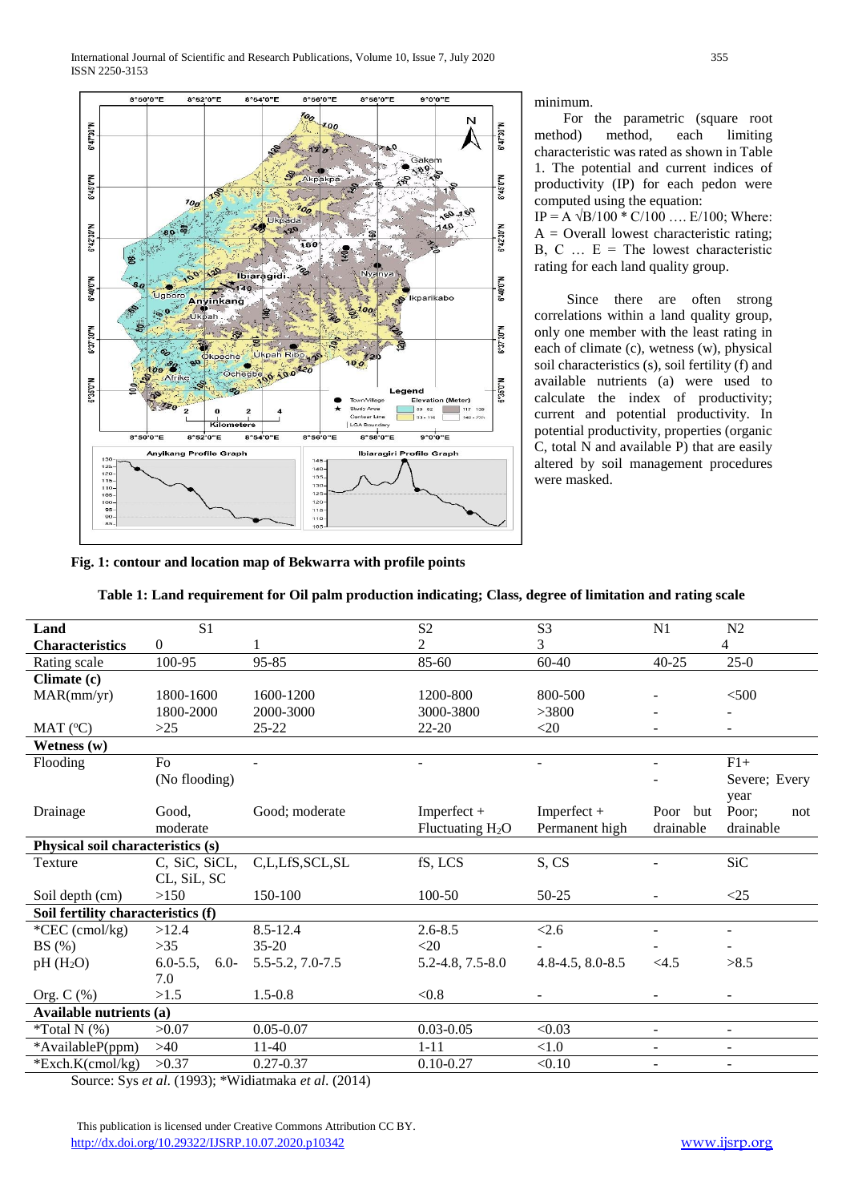minimum.

For the parametric (square root method) method, each limiting characteristic was rated as shown in Table 1. The potential and current indices of productivity (IP) for each pedon were computed using the equation:

$IP = A \sqrt{B/100} * C/100 \ldots E/100$; Where: A = Overall lowest characteristic rating; B, C … E = The lowest characteristic rating for each land quality group.

Since there are often strong correlations within a land quality group, only one member with the least rating in each of climate (c), wetness (w), physical soil characteristics (s), soil fertility (f) and available nutrients (a) were used to calculate the index of productivity; current and potential productivity. In potential productivity, properties (organic C, total N and available P) that are easily altered by soil management procedures were masked.

**Fig. 1: contour and location map of Bekwarra with profile points**

**Table 1: Land requirement for Oil palm production indicating; Class, degree of limitation and rating scale**

| Land Characteristics | S1 | | S2 | S3 | N1 | N2 |
|---|---|---|---|---|---|---|
| | 0 | 1 | 2 | 3 | | 4 |
| Rating scale | 100-95 | 95-85 | 85-60 | 60-40 | 40-25 | 25-0 |
| **Climate (c)** | | | | | | |
| MAR(mm/yr) | 1800-1600 | 1600-1200 | 1200-800 | 800-500 | - | <500 |
| | 1800-2000 | 2000-3000 | 3000-3800 | >3800 | - | - |
| MAT (°C) | >25 | 25-22 | 22-20 | <20 | - | - |
| **Wetness (w)** | | | | | | |
| Flooding | Fo (No flooding) | - | - | - | - | F1+ Severe; Every year |
| Drainage | Good, moderate | Good; moderate | Imperfect + Fluctuating $H_2O$ | Imperfect + Permanent high | Poor but drainable | Poor; not drainable |
| **Physical soil characteristics (s)** | | | | | | |
| Texture | C, SiC, SiCL, CL, SiL, SC | C,L,LfS,SCL,SL | fS, LCS | S, CS | - | SiC |
| Soil depth (cm) | >150 | 150-100 | 100-50 | 50-25 | - | <25 |
| **Soil fertility characteristics (f)** | | | | | | |
| *CEC (cmol/kg) | >12.4 | 8.5-12.4 | 2.6-8.5 | <2.6 | - | - |
| BS (%) | >35 | 35-20 | <20 | - | - | - |
| pH ($H_2O$) | 6.0-5.5, 6.0-7.0 | 5.5-5.2, 7.0-7.5 | 5.2-4.8, 7.5-8.0 | 4.8-4.5, 8.0-8.5 | <4.5 | >8.5 |
| Org. C (%) | >1.5 | 1.5-0.8 | <0.8 | - | - | - |
| **Available nutrients (a)** | | | | | | |
| *Total N (%) | >0.07 | 0.05-0.07 | 0.03-0.05 | <0.03 | - | - |
| *AvailableP(ppm) | >40 | 11-40 | 1-11 | <1.0 | - | - |
| *Exch.K(cmol/kg) | >0.37 | 0.27-0.37 | 0.10-0.27 | <0.10 | - | - |

Source: Sys *et al.* (1993); *Widiatmaka *et al.* (2014)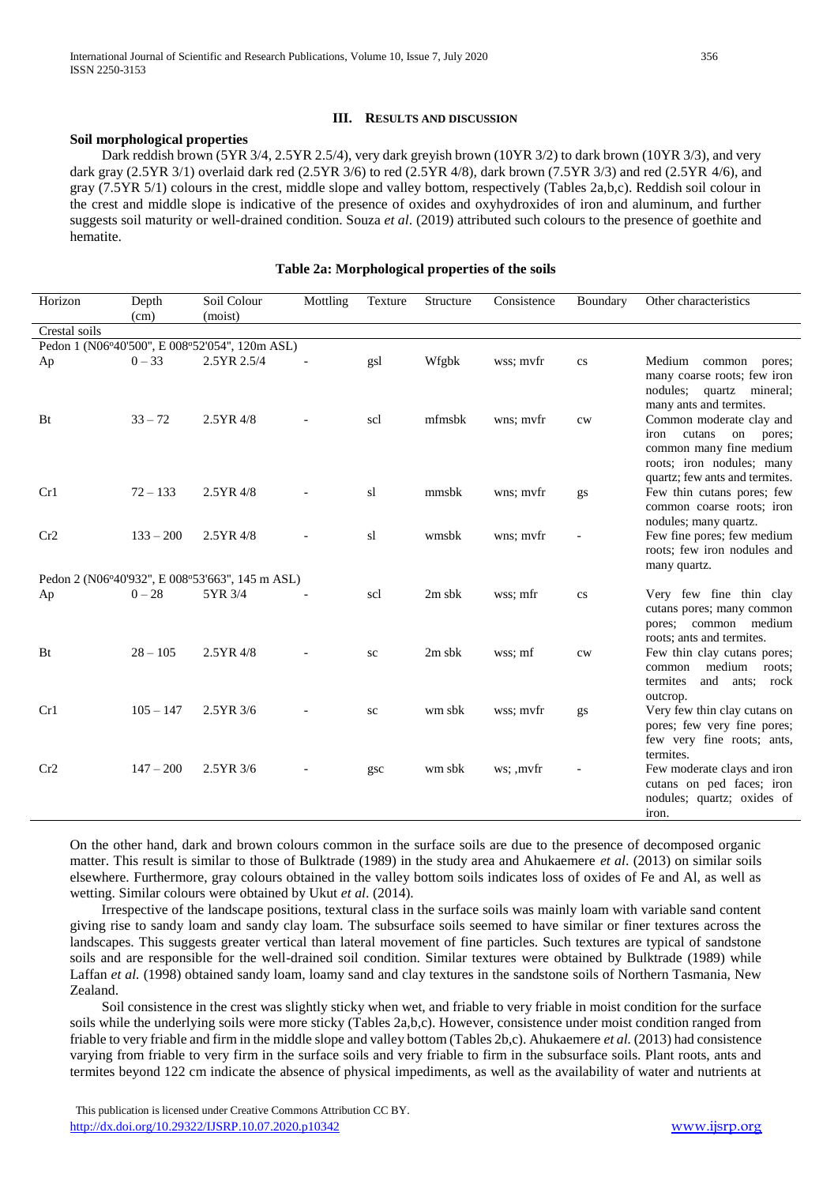## III. Results and Discussion

### Soil morphological properties

Dark reddish brown (5YR 3/4, 2.5YR 2.5/4), very dark greyish brown (10YR 3/2) to dark brown (10YR 3/3), and very dark gray (2.5YR 3/1) overlaid dark red (2.5YR 3/6) to red (2.5YR 4/8), dark brown (7.5YR 3/3) and red (2.5YR 4/6), and gray (7.5YR 5/1) colours in the crest, middle slope and valley bottom, respectively (Tables 2a,b,c). Reddish soil colour in the crest and middle slope is indicative of the presence of oxides and oxyhydroxides of iron and aluminum, and further suggests soil maturity or well-drained condition. Souza *et al*. (2019) attributed such colours to the presence of goethite and hematite.

**Table 2a: Morphological properties of the soils**

| Horizon | Depth (cm) | Soil Colour (moist) | Mottling | Texture | Structure | Consistence | Boundary | Other characteristics |
|---|---|---|---|---|---|---|---|---|
| Crestal soils | | | | | | | | |
| Pedon 1 (N06º40'500", E 008º52'054", 120m ASL) | | | | | | | | |
| Ap | 0 – 33 | 2.5YR 2.5/4 | - | gsl | Wfgbk | wss; mvfr | cs | Medium common pores; many coarse roots; few iron nodules; quartz mineral; many ants and termites. |
| Bt | 33 – 72 | 2.5YR 4/8 | - | scl | mfmsbk | wns; mvfr | cw | Common moderate clay and iron cutans on pores; common many fine medium roots; iron nodules; many quartz; few ants and termites. |
| Cr1 | 72 – 133 | 2.5YR 4/8 | - | sl | mmsbk | wns; mvfr | gs | Few thin cutans pores; few common coarse roots; iron nodules; many quartz. |
| Cr2 | 133 – 200 | 2.5YR 4/8 | - | sl | wmsbk | wns; mvfr | - | Few fine pores; few medium roots; few iron nodules and many quartz. |
| Pedon 2 (N06º40'932", E 008º53'663", 145 m ASL) | | | | | | | | |
| Ap | 0 – 28 | 5YR 3/4 | - | scl | 2m sbk | wss; mfr | cs | Very few fine thin clay cutans pores; many common pores; common medium roots; ants and termites. |
| Bt | 28 – 105 | 2.5YR 4/8 | - | sc | 2m sbk | wss; mf | cw | Few thin clay cutans pores; common medium roots; termites and ants; rock outcrop. |
| Cr1 | 105 – 147 | 2.5YR 3/6 | - | sc | wm sbk | wss; mvfr | gs | Very few thin clay cutans on pores; few very fine pores; few very fine roots; ants, termites. |
| Cr2 | 147 – 200 | 2.5YR 3/6 | - | gsc | wm sbk | ws; ,mvfr | - | Few moderate clays and iron cutans on ped faces; iron nodules; quartz; oxides of iron. |

On the other hand, dark and brown colours common in the surface soils are due to the presence of decomposed organic matter. This result is similar to those of Bulktrade (1989) in the study area and Ahukaemere *et al*. (2013) on similar soils elsewhere. Furthermore, gray colours obtained in the valley bottom soils indicates loss of oxides of Fe and Al, as well as wetting. Similar colours were obtained by Ukut *et al*. (2014).

Irrespective of the landscape positions, textural class in the surface soils was mainly loam with variable sand content giving rise to sandy loam and sandy clay loam. The subsurface soils seemed to have similar or finer textures across the landscapes. This suggests greater vertical than lateral movement of fine particles. Such textures are typical of sandstone soils and are responsible for the well-drained soil condition. Similar textures were obtained by Bulktrade (1989) while Laffan *et al.* (1998) obtained sandy loam, loamy sand and clay textures in the sandstone soils of Northern Tasmania, New Zealand.

Soil consistence in the crest was slightly sticky when wet, and friable to very friable in moist condition for the surface soils while the underlying soils were more sticky (Tables 2a,b,c). However, consistence under moist condition ranged from friable to very friable and firm in the middle slope and valley bottom (Tables 2b,c). Ahukaemere *et al.* (2013) had consistence varying from friable to very firm in the surface soils and very friable to firm in the subsurface soils. Plant roots, ants and termites beyond 122 cm indicate the absence of physical impediments, as well as the availability of water and nutrients at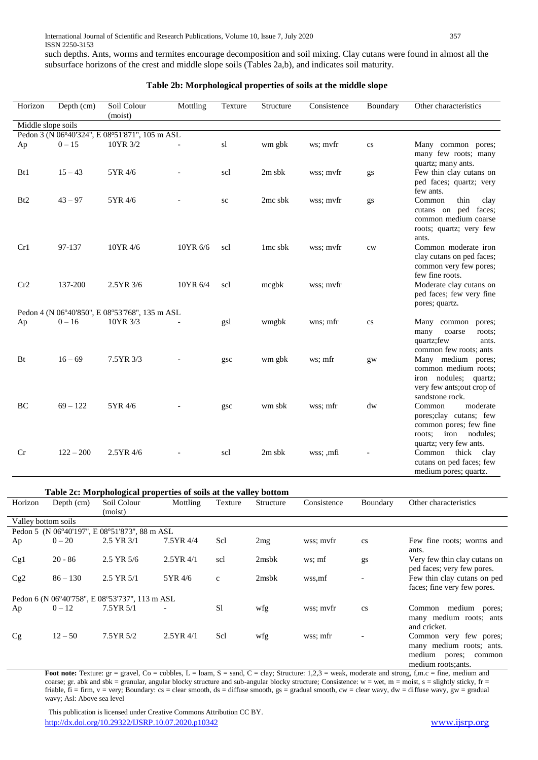such depths. Ants, worms and termites encourage decomposition and soil mixing. Clay cutans were found in almost all the subsurface horizons of the crest and middle slope soils (Tables 2a,b), and indicates soil maturity.

**Table 2b: Morphological properties of soils at the middle slope**

| Horizon | Depth (cm) | Soil Colour (moist) | Mottling | Texture | Structure | Consistence | Boundary | Other characteristics |
|---|---|---|---|---|---|---|---|---|
| Middle slope soils | | | | | | | | |
| Pedon 3 (N 06°40'324", E 08°51'871", 105 m ASL | | | | | | | | |
| Ap | 0 – 15 | 10YR 3/2 | - | sl | wm gbk | ws; mvfr | cs | Many common pores; many few roots; many quartz; many ants. |
| Bt1 | 15 – 43 | 5YR 4/6 | - | scl | 2m sbk | wss; mvfr | gs | Few thin clay cutans on ped faces; quartz; very few ants. |
| Bt2 | 43 – 97 | 5YR 4/6 | - | sc | 2mc sbk | wss; mvfr | gs | Common thin clay cutans on ped faces; common medium coarse roots; quartz; very few ants. |
| Cr1 | 97-137 | 10YR 4/6 | 10YR 6/6 | scl | 1mc sbk | wss; mvfr | cw | Common moderate iron clay cutans on ped faces; common very few pores; few fine roots. |
| Cr2 | 137-200 | 2.5YR 3/6 | 10YR 6/4 | scl | mcgbk | wss; mvfr | | Moderate clay cutans on ped faces; few very fine pores; quartz. |
| Pedon 4 (N 06°40'850", E 08°53'768", 135 m ASL | | | | | | | | |
| Ap | 0 – 16 | 10YR 3/3 | - | gsl | wmgbk | wns; mfr | cs | Many common pores; many coarse roots; quartz;few ants. common few roots; ants |
| Bt | 16 – 69 | 7.5YR 3/3 | - | gsc | wm gbk | ws; mfr | gw | Many medium pores; common medium roots; iron nodules; quartz; very few ants;out crop of sandstone rock. |
| BC | 69 – 122 | 5YR 4/6 | - | gsc | wm sbk | wss; mfr | dw | Common moderate pores;clay cutans; few common pores; few fine roots; iron nodules; quartz; very few ants. |
| Cr | 122 – 200 | 2.5YR 4/6 | - | scl | 2m sbk | wss; ,mfi | - | Common thick clay cutans on ped faces; few medium pores; quartz. |

**Table 2c: Morphological properties of soils at the valley bottom**

| Horizon | Depth (cm) | Soil Colour (moist) | Mottling | Texture | Structure | Consistence | Boundary | Other characteristics |
|---|---|---|---|---|---|---|---|---|
| Valley bottom soils | | | | | | | | |
| Pedon 5 (N 06°40'197", E 08°51'873", 88 m ASL | | | | | | | | |
| Ap | 0 – 20 | 2.5 YR 3/1 | 7.5YR 4/4 | Scl | 2mg | wss; mvfr | cs | Few fine roots; worms and ants. |
| Cg1 | 20 - 86 | 2.5 YR 5/6 | 2.5YR 4/1 | scl | 2msbk | ws; mf | gs | Very few thin clay cutans on ped faces; very few pores. |
| Cg2 | 86 – 130 | 2.5 YR 5/1 | 5YR 4/6 | c | 2msbk | wss,mf | - | Few thin clay cutans on ped faces; fine very few pores. |
| Pedon 6 (N 06°40'758", E 08°53'737", 113 m ASL | | | | | | | | |
| Ap | 0 – 12 | 7.5YR 5/1 | - | Sl | wfg | wss; mvfr | cs | Common medium pores; many medium roots; ants and cricket. |
| Cg | 12 – 50 | 7.5YR 5/2 | 2.5YR 4/1 | Scl | wfg | wss; mfr | - | Common very few pores; many medium roots; ants. medium pores; common medium roots;ants. |

**Foot note:** Texture: gr = gravel, Co = cobbles, L = loam, S = sand, C = clay; Structure: 1,2,3 = weak, moderate and strong, f,m.c = fine, medium and coarse; gr. abk and sbk = granular, angular blocky structure and sub-angular blocky structure; Consistence: w = wet, m = moist, s = slightly sticky, fr = friable, fi = firm, v = very; Boundary: cs = clear smooth, ds = diffuse smooth, gs = gradual smooth, cw = clear wavy, dw = diffuse wavy, gw = gradual wavy; Asl: Above sea level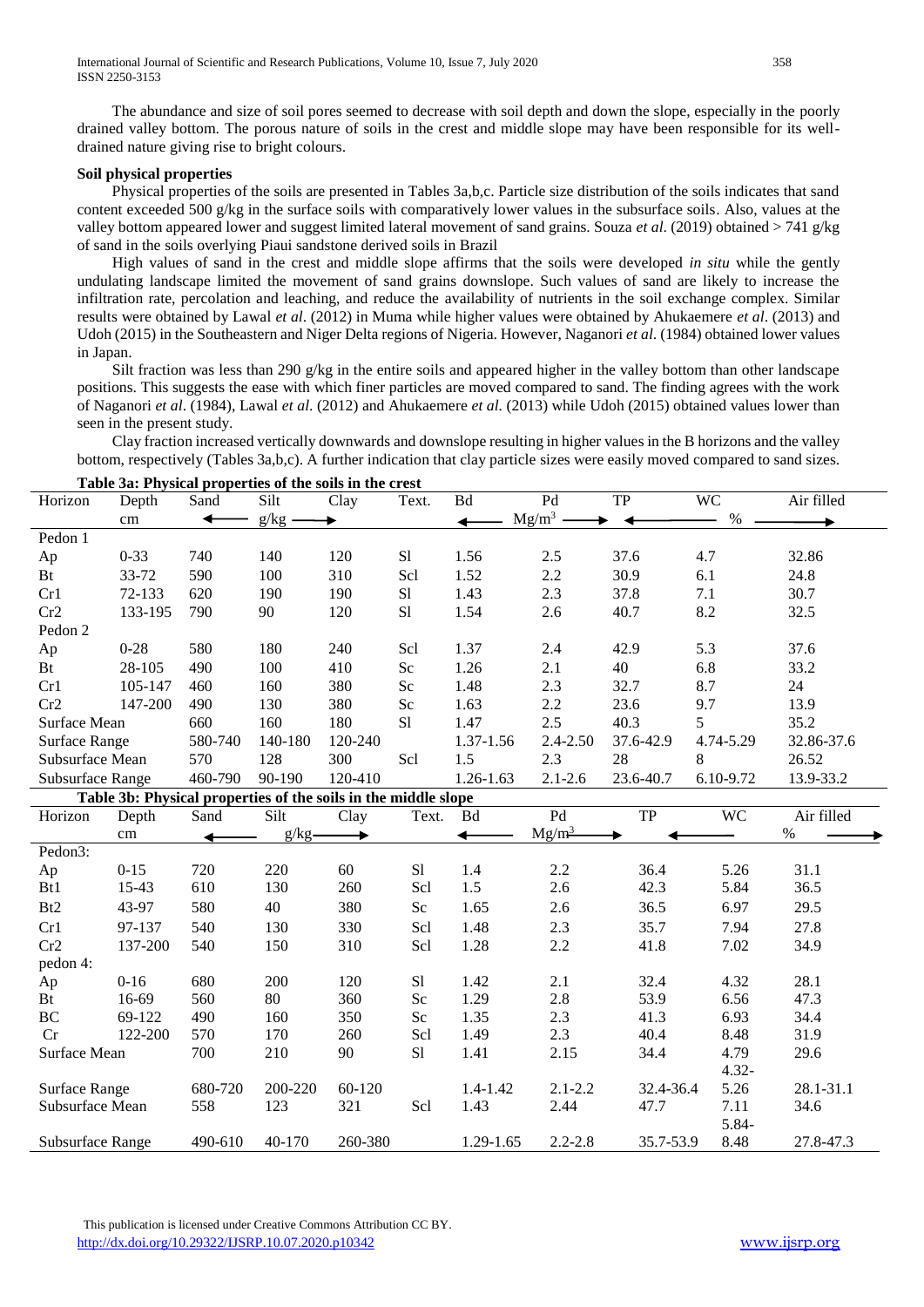The abundance and size of soil pores seemed to decrease with soil depth and down the slope, especially in the poorly drained valley bottom. The porous nature of soils in the crest and middle slope may have been responsible for its well-drained nature giving rise to bright colours.

**Soil physical properties**

Physical properties of the soils are presented in Tables 3a,b,c. Particle size distribution of the soils indicates that sand content exceeded 500 g/kg in the surface soils with comparatively lower values in the subsurface soils. Also, values at the valley bottom appeared lower and suggest limited lateral movement of sand grains. Souza *et al*. (2019) obtained > 741 g/kg of sand in the soils overlying Piaui sandstone derived soils in Brazil

High values of sand in the crest and middle slope affirms that the soils were developed *in situ* while the gently undulating landscape limited the movement of sand grains downslope. Such values of sand are likely to increase the infiltration rate, percolation and leaching, and reduce the availability of nutrients in the soil exchange complex. Similar results were obtained by Lawal *et al*. (2012) in Muma while higher values were obtained by Ahukaemere *et al*. (2013) and Udoh (2015) in the Southeastern and Niger Delta regions of Nigeria. However, Naganori *et al*. (1984) obtained lower values in Japan.

Silt fraction was less than 290 g/kg in the entire soils and appeared higher in the valley bottom than other landscape positions. This suggests the ease with which finer particles are moved compared to sand. The finding agrees with the work of Naganori *et al*. (1984), Lawal *et al*. (2012) and Ahukaemere *et al*. (2013) while Udoh (2015) obtained values lower than seen in the present study.

Clay fraction increased vertically downwards and downslope resulting in higher values in the B horizons and the valley bottom, respectively (Tables 3a,b,c). A further indication that clay particle sizes were easily moved compared to sand sizes.

**Table 3a: Physical properties of the soils in the crest**

| Horizon | Depth | Sand | Silt | Clay | Text. | Bd | Pd | TP | WC | Air filled |
|---|---|---|---|---|---|---|---|---|---|---|
| | cm | ← | g/kg | → | | ← | $Mg/m^3$ | → ← | % | → |
| Pedon 1 | | | | | | | | | | |
| Ap | 0-33 | 740 | 140 | 120 | Sl | 1.56 | 2.5 | 37.6 | 4.7 | 32.86 |
| Bt | 33-72 | 590 | 100 | 310 | Scl | 1.52 | 2.2 | 30.9 | 6.1 | 24.8 |
| Cr1 | 72-133 | 620 | 190 | 190 | Sl | 1.43 | 2.3 | 37.8 | 7.1 | 30.7 |
| Cr2 | 133-195 | 790 | 90 | 120 | Sl | 1.54 | 2.6 | 40.7 | 8.2 | 32.5 |
| Pedon 2 | | | | | | | | | | |
| Ap | 0-28 | 580 | 180 | 240 | Scl | 1.37 | 2.4 | 42.9 | 5.3 | 37.6 |
| Bt | 28-105 | 490 | 100 | 410 | Sc | 1.26 | 2.1 | 40 | 6.8 | 33.2 |
| Cr1 | 105-147 | 460 | 160 | 380 | Sc | 1.48 | 2.3 | 32.7 | 8.7 | 24 |
| Cr2 | 147-200 | 490 | 130 | 380 | Sc | 1.63 | 2.2 | 23.6 | 9.7 | 13.9 |
| Surface Mean | | 660 | 160 | 180 | Sl | 1.47 | 2.5 | 40.3 | 5 | 35.2 |
| Surface Range | | 580-740 | 140-180 | 120-240 | | 1.37-1.56 | 2.4-2.50 | 37.6-42.9 | 4.74-5.29 | 32.86-37.6 |
| Subsurface Mean | | 570 | 128 | 300 | Scl | 1.5 | 2.3 | 28 | 8 | 26.52 |
| Subsurface Range | | 460-790 | 90-190 | 120-410 | | 1.26-1.63 | 2.1-2.6 | 23.6-40.7 | 6.10-9.72 | 13.9-33.2 |

**Table 3b: Physical properties of the soils in the middle slope**

| Horizon | Depth | Sand | Silt | Clay | Text. | Bd | Pd | TP | WC | Air filled |
|---|---|---|---|---|---|---|---|---|---|---|
| | cm | ← | g/kg | → | | ← | $Mg/m^3$ | → | ← | % → |
| Pedon3: | | | | | | | | | | |
| Ap | 0-15 | 720 | 220 | 60 | Sl | 1.4 | 2.2 | 36.4 | 5.26 | 31.1 |
| Bt1 | 15-43 | 610 | 130 | 260 | Scl | 1.5 | 2.6 | 42.3 | 5.84 | 36.5 |
| Bt2 | 43-97 | 580 | 40 | 380 | Sc | 1.65 | 2.6 | 36.5 | 6.97 | 29.5 |
| Cr1 | 97-137 | 540 | 130 | 330 | Scl | 1.48 | 2.3 | 35.7 | 7.94 | 27.8 |
| Cr2 | 137-200 | 540 | 150 | 310 | Scl | 1.28 | 2.2 | 41.8 | 7.02 | 34.9 |
| pedon 4: | | | | | | | | | | |
| Ap | 0-16 | 680 | 200 | 120 | Sl | 1.42 | 2.1 | 32.4 | 4.32 | 28.1 |
| Bt | 16-69 | 560 | 80 | 360 | Sc | 1.29 | 2.8 | 53.9 | 6.56 | 47.3 |
| BC | 69-122 | 490 | 160 | 350 | Sc | 1.35 | 2.3 | 41.3 | 6.93 | 34.4 |
| Cr | 122-200 | 570 | 170 | 260 | Scl | 1.49 | 2.3 | 40.4 | 8.48 | 31.9 |
| Surface Mean | | 700 | 210 | 90 | Sl | 1.41 | 2.15 | 34.4 | 4.79 | 29.6 |
| Surface Range | | 680-720 | 200-220 | 60-120 | | 1.4-1.42 | 2.1-2.2 | 32.4-36.4 | 4.32-5.26 | 28.1-31.1 |
| Subsurface Mean | | 558 | 123 | 321 | Scl | 1.43 | 2.44 | 47.7 | 7.11 | 34.6 |
| Subsurface Range | | 490-610 | 40-170 | 260-380 | | 1.29-1.65 | 2.2-2.8 | 35.7-53.9 | 5.84-8.48 | 27.8-47.3 |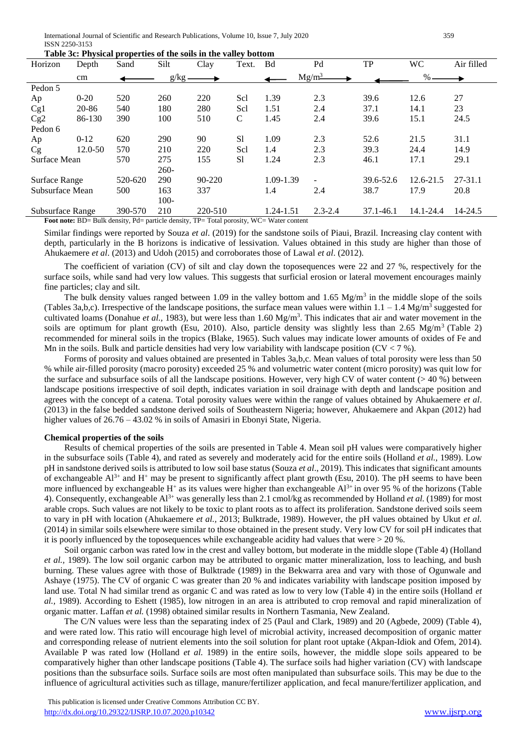**Table 3c: Physical properties of the soils in the valley bottom**

| Horizon | Depth | Sand | Silt | Clay | Text. | Bd | Pd | TP | WC | Air filled |
|---|---|---|---|---|---|---|---|---|---|---|
| | cm | | g/kg | | | | $Mg/m^3$ | | % | |
| Pedon 5 | | | | | | | | | | |
| Ap | 0-20 | 520 | 260 | 220 | Scl | 1.39 | 2.3 | 39.6 | 12.6 | 27 |
| Cg1 | 20-86 | 540 | 180 | 280 | Scl | 1.51 | 2.4 | 37.1 | 14.1 | 23 |
| Cg2 | 86-130 | 390 | 100 | 510 | C | 1.45 | 2.4 | 39.6 | 15.1 | 24.5 |
| Pedon 6 | | | | | | | | | | |
| Ap | 0-12 | 620 | 290 | 90 | Sl | 1.09 | 2.3 | 52.6 | 21.5 | 31.1 |
| Cg | 12.0-50 | 570 | 210 | 220 | Scl | 1.4 | 2.3 | 39.3 | 24.4 | 14.9 |
| Surface Mean | | 570 | 275 | 155 | Sl | 1.24 | 2.3 | 46.1 | 17.1 | 29.1 |
| Surface Range | | 520-620 | 260-290 | 90-220 | | 1.09-1.39 | - | 39.6-52.6 | 12.6-21.5 | 27-31.1 |
| Subsurface Mean | | 500 | 163 | 337 | | 1.4 | 2.4 | 38.7 | 17.9 | 20.8 |
| Subsurface Range | | 390-570 | 100-210 | 220-510 | | 1.24-1.51 | 2.3-2.4 | 37.1-46.1 | 14.1-24.4 | 14-24.5 |

**Foot note:** BD= Bulk density, Pd= particle density, TP= Total porosity, WC= Water content

Similar findings were reported by Souza *et al*. (2019) for the sandstone soils of Piaui, Brazil. Increasing clay content with depth, particularly in the B horizons is indicative of lessivation. Values obtained in this study are higher than those of Ahukaemere *et al*. (2013) and Udoh (2015) and corroborates those of Lawal *et al*. (2012).

The coefficient of variation (CV) of silt and clay down the toposequences were 22 and 27 %, respectively for the surface soils, while sand had very low values. This suggests that surficial erosion or lateral movement encourages mainly fine particles; clay and silt.

The bulk density values ranged between 1.09 in the valley bottom and 1.65 $Mg/m^3$ in the middle slope of the soils (Tables 3a,b,c). Irrespective of the landscape positions, the surface mean values were within 1.1 – 1.4 $Mg/m^3$ suggested for cultivated loams (Donahue *et al.,* 1983), but were less than 1.60 $Mg/m^3$. This indicates that air and water movement in the soils are optimum for plant growth (Esu, 2010). Also, particle density was slightly less than 2.65 $Mg/m^3$ (Table 2) recommended for mineral soils in the tropics (Blake, 1965). Such values may indicate lower amounts of oxides of Fe and Mn in the soils. Bulk and particle densities had very low variability with landscape position (CV < 7 %).

Forms of porosity and values obtained are presented in Tables 3a,b,c. Mean values of total porosity were less than 50 % while air-filled porosity (macro porosity) exceeded 25 % and volumetric water content (micro porosity) was quit low for the surface and subsurface soils of all the landscape positions. However, very high CV of water content (> 40 %) between landscape positions irrespective of soil depth, indicates variation in soil drainage with depth and landscape position and agrees with the concept of a catena. Total porosity values were within the range of values obtained by Ahukaemere *et al*. (2013) in the false bedded sandstone derived soils of Southeastern Nigeria; however, Ahukaemere and Akpan (2012) had higher values of 26.76 – 43.02 % in soils of Amasiri in Ebonyi State, Nigeria.

**Chemical properties of the soils**

Results of chemical properties of the soils are presented in Table 4. Mean soil pH values were comparatively higher in the subsurface soils (Table 4), and rated as severely and moderately acid for the entire soils (Holland *et al.,* 1989). Low pH in sandstone derived soils is attributed to low soil base status (Souza *et al*., 2019). This indicates that significant amounts of exchangeable $Al^{3+}$ and $H^+$ may be present to significantly affect plant growth (Esu, 2010). The pH seems to have been more influenced by exchangeable $H^+$ as its values were higher than exchangeable $Al^{3+}$ in over 95 % of the horizons (Table 4). Consequently, exchangeable $Al^{3+}$ was generally less than 2.1 cmol/kg as recommended by Holland *et al.* (1989) for most arable crops. Such values are not likely to be toxic to plant roots as to affect its proliferation. Sandstone derived soils seem to vary in pH with location (Ahukaemere *et al.,* 2013; Bulktrade, 1989). However, the pH values obtained by Ukut *et al.* (2014) in similar soils elsewhere were similar to those obtained in the present study. Very low CV for soil pH indicates that it is poorly influenced by the toposequences while exchangeable acidity had values that were > 20 %.

Soil organic carbon was rated low in the crest and valley bottom, but moderate in the middle slope (Table 4) (Holland *et al.,* 1989). The low soil organic carbon may be attributed to organic matter mineralization, loss to leaching, and bush burning. These values agree with those of Bulktrade (1989) in the Bekwarra area and vary with those of Ogunwale and Ashaye (1975). The CV of organic C was greater than 20 % and indicates variability with landscape position imposed by land use. Total N had similar trend as organic C and was rated as low to very low (Table 4) in the entire soils (Holland *et al.,* 1989). According to Eshett (1985), low nitrogen in an area is attributed to crop removal and rapid mineralization of organic matter. Laffan *et al.* (1998) obtained similar results in Northern Tasmania, New Zealand.

The C/N values were less than the separating index of 25 (Paul and Clark, 1989) and 20 (Agbede, 2009) (Table 4), and were rated low. This ratio will encourage high level of microbial activity, increased decomposition of organic matter and corresponding release of nutrient elements into the soil solution for plant root uptake (Akpan-Idiok and Ofem, 2014). Available P was rated low (Holland *et al.* 1989) in the entire soils, however, the middle slope soils appeared to be comparatively higher than other landscape positions (Table 4). The surface soils had higher variation (CV) with landscape positions than the subsurface soils. Surface soils are most often manipulated than subsurface soils. This may be due to the influence of agricultural activities such as tillage, manure/fertilizer application, and fecal manure/fertilizer application, and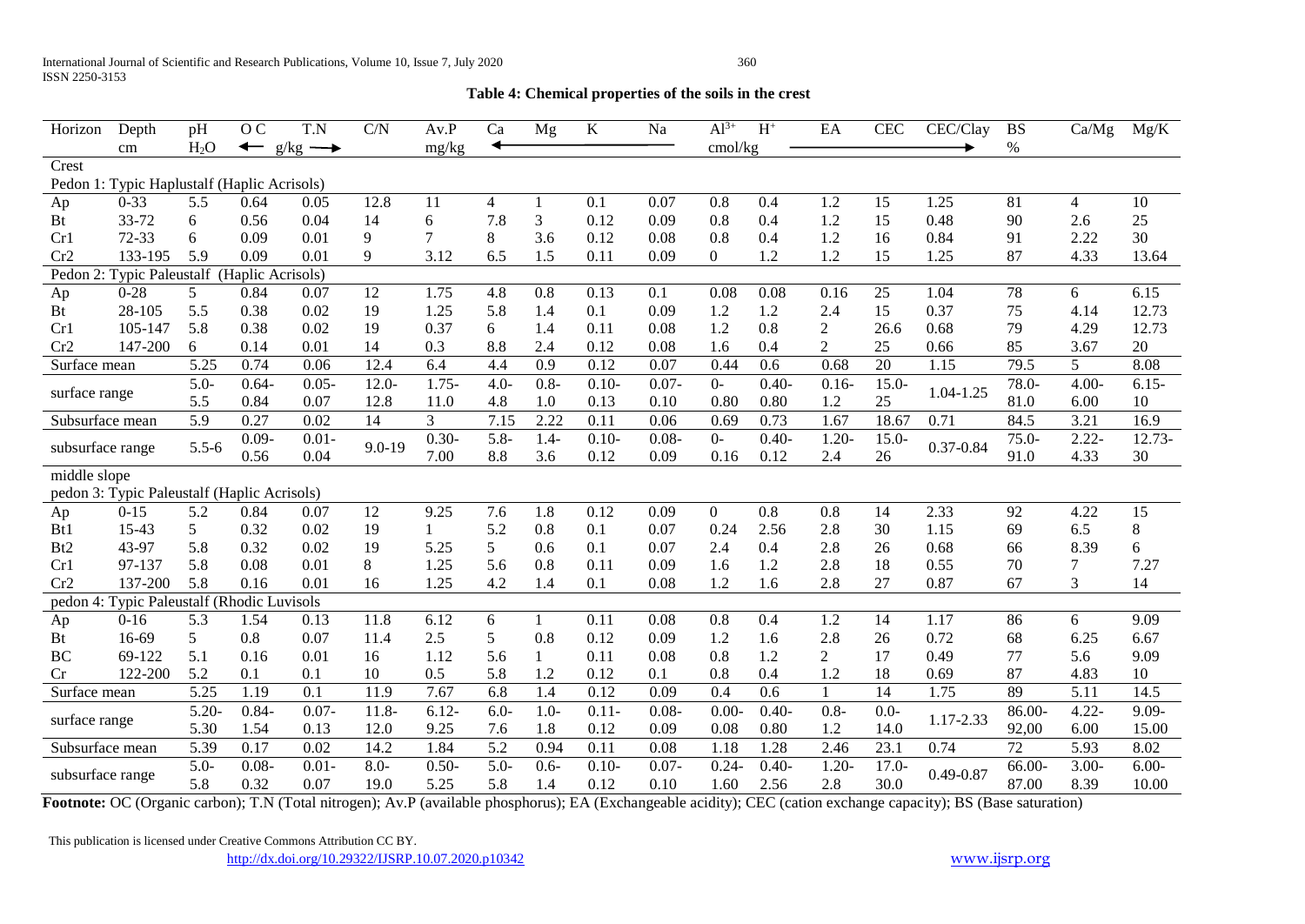**Table 4: Chemical properties of the soils in the crest**

| Horizon | Depth | pH | O C | T.N | C/N | Av.P | Ca | Mg | K | Na | $Al^{3+}$ | $H^+$ | EA | CEC | CEC/Clay | BS | Ca/Mg | Mg/K |
|---|---|---|---|---|---|---|---|---|---|---|---|---|---|---|---|---|---|---|
| | cm | $H_2O$ | g/kg | | | mg/kg | cmol/kg | | | | | | | | | % | | |
| Crest | | | | | | | | | | | | | | | | | | |
| Pedon 1: Typic Haplustalf (Haplic Acrisols) | | | | | | | | | | | | | | | | | | |
| Ap | 0-33 | 5.5 | 0.64 | 0.05 | 12.8 | 11 | 4 | 1 | 0.1 | 0.07 | 0.8 | 0.4 | 1.2 | 15 | 1.25 | 81 | 4 | 10 |
| Bt | 33-72 | 6 | 0.56 | 0.04 | 14 | 6 | 7.8 | 3 | 0.12 | 0.09 | 0.8 | 0.4 | 1.2 | 15 | 0.48 | 90 | 2.6 | 25 |
| Cr1 | 72-33 | 6 | 0.09 | 0.01 | 9 | 7 | 8 | 3.6 | 0.12 | 0.08 | 0.8 | 0.4 | 1.2 | 16 | 0.84 | 91 | 2.22 | 30 |
| Cr2 | 133-195 | 5.9 | 0.09 | 0.01 | 9 | 3.12 | 6.5 | 1.5 | 0.11 | 0.09 | 0 | 1.2 | 1.2 | 15 | 1.25 | 87 | 4.33 | 13.64 |
| Pedon 2: Typic Paleustalf (Haplic Acrisols) | | | | | | | | | | | | | | | | | | |
| Ap | 0-28 | 5 | 0.84 | 0.07 | 12 | 1.75 | 4.8 | 0.8 | 0.13 | 0.1 | 0.08 | 0.08 | 0.16 | 25 | 1.04 | 78 | 6 | 6.15 |
| Bt | 28-105 | 5.5 | 0.38 | 0.02 | 19 | 1.25 | 5.8 | 1.4 | 0.1 | 0.09 | 1.2 | 1.2 | 2.4 | 15 | 0.37 | 75 | 4.14 | 12.73 |
| Cr1 | 105-147 | 5.8 | 0.38 | 0.02 | 19 | 0.37 | 6 | 1.4 | 0.11 | 0.08 | 1.2 | 0.8 | 2 | 26.6 | 0.68 | 79 | 4.29 | 12.73 |
| Cr2 | 147-200 | 6 | 0.14 | 0.01 | 14 | 0.3 | 8.8 | 2.4 | 0.12 | 0.08 | 1.6 | 0.4 | 2 | 25 | 0.66 | 85 | 3.67 | 20 |
| Surface mean | | 5.25 | 0.74 | 0.06 | 12.4 | 6.4 | 4.4 | 0.9 | 0.12 | 0.07 | 0.44 | 0.6 | 0.68 | 20 | 1.15 | 79.5 | 5 | 8.08 |
| surface range | | 5.0-5.5 | 0.64-0.84 | 0.05-0.07 | 12.0-12.8 | 1.75-11.0 | 4.0-4.8 | 0.8-1.0 | 0.10-0.13 | 0.07-0.10 | 0-0.80 | 0.40-0.80 | 0.16-1.2 | 15.0-25 | 1.04-1.25 | 78.0-81.0 | 4.00-6.00 | 6.15-10 |
| Subsurface mean | | 5.9 | 0.27 | 0.02 | 14 | 3 | 7.15 | 2.22 | 0.11 | 0.06 | 0.69 | 0.73 | 1.67 | 18.67 | 0.71 | 84.5 | 3.21 | 16.9 |
| subsurface range | | 5.5-6 | 0.09-0.56 | 0.01-0.04 | 9.0-19 | 0.30-7.00 | 5.8-8.8 | 1.4-3.6 | 0.10-0.12 | 0.08-0.09 | 0-0.16 | 0.40-0.12 | 1.20-2.4 | 15.0-26 | 0.37-0.84 | 75.0-91.0 | 2.22-4.33 | 12.73-30 |
| middle slope | | | | | | | | | | | | | | | | | | |
| pedon 3: Typic Paleustalf (Haplic Acrisols) | | | | | | | | | | | | | | | | | | |
| Ap | 0-15 | 5.2 | 0.84 | 0.07 | 12 | 9.25 | 7.6 | 1.8 | 0.12 | 0.09 | 0 | 0.8 | 0.8 | 14 | 2.33 | 92 | 4.22 | 15 |
| Bt1 | 15-43 | 5 | 0.32 | 0.02 | 19 | 1 | 5.2 | 0.8 | 0.1 | 0.07 | 0.24 | 2.56 | 2.8 | 30 | 1.15 | 69 | 6.5 | 8 |
| Bt2 | 43-97 | 5.8 | 0.32 | 0.02 | 19 | 5.25 | 5 | 0.6 | 0.1 | 0.07 | 2.4 | 0.4 | 2.8 | 26 | 0.68 | 66 | 8.39 | 6 |
| Cr1 | 97-137 | 5.8 | 0.08 | 0.01 | 8 | 1.25 | 5.6 | 0.8 | 0.11 | 0.09 | 1.6 | 1.2 | 2.8 | 18 | 0.55 | 70 | 7 | 7.27 |
| Cr2 | 137-200 | 5.8 | 0.16 | 0.01 | 16 | 1.25 | 4.2 | 1.4 | 0.1 | 0.08 | 1.2 | 1.6 | 2.8 | 27 | 0.87 | 67 | 3 | 14 |
| pedon 4: Typic Paleustalf (Rhodic Luvisols | | | | | | | | | | | | | | | | | | |
| Ap | 0-16 | 5.3 | 1.54 | 0.13 | 11.8 | 6.12 | 6 | 1 | 0.11 | 0.08 | 0.8 | 0.4 | 1.2 | 14 | 1.17 | 86 | 6 | 9.09 |
| Bt | 16-69 | 5 | 0.8 | 0.07 | 11.4 | 2.5 | 5 | 0.8 | 0.12 | 0.09 | 1.2 | 1.6 | 2.8 | 26 | 0.72 | 68 | 6.25 | 6.67 |
| BC | 69-122 | 5.1 | 0.16 | 0.01 | 16 | 1.12 | 5.6 | 1 | 0.11 | 0.08 | 0.8 | 1.2 | 2 | 17 | 0.49 | 77 | 5.6 | 9.09 |
| Cr | 122-200 | 5.2 | 0.1 | 0.1 | 10 | 0.5 | 5.8 | 1.2 | 0.12 | 0.1 | 0.8 | 0.4 | 1.2 | 18 | 0.69 | 87 | 4.83 | 10 |
| Surface mean | | 5.25 | 1.19 | 0.1 | 11.9 | 7.67 | 6.8 | 1.4 | 0.12 | 0.09 | 0.4 | 0.6 | 1 | 14 | 1.75 | 89 | 5.11 | 14.5 |
| surface range | | 5.20-5.30 | 0.84-1.54 | 0.07-0.13 | 11.8-12.0 | 6.12-9.25 | 6.0-7.6 | 1.0-1.8 | 0.11-0.12 | 0.08-0.09 | 0.00-0.08 | 0.40-0.80 | 0.8-1.2 | 0.0-14.0 | 1.17-2.33 | 86.00-92,00 | 4.22-6.00 | 9.09-15.00 |
| Subsurface mean | | 5.39 | 0.17 | 0.02 | 14.2 | 1.84 | 5.2 | 0.94 | 0.11 | 0.08 | 1.18 | 1.28 | 2.46 | 23.1 | 0.74 | 72 | 5.93 | 8.02 |
| subsurface range | | 5.0-5.8 | 0.08-0.32 | 0.01-0.07 | 8.0-19.0 | 0.50-5.25 | 5.0-5.8 | 0.6-1.4 | 0.10-0.12 | 0.07-0.10 | 0.24-1.60 | 0.40-2.56 | 1.20-2.8 | 17.0-30.0 | 0.49-0.87 | 66.00-87.00 | 3.00-8.39 | 6.00-10.00 |

**Footnote:** OC (Organic carbon); T.N (Total nitrogen); Av.P (available phosphorus); EA (Exchangeable acidity); CEC (cation exchange capacity); BS (Base saturation)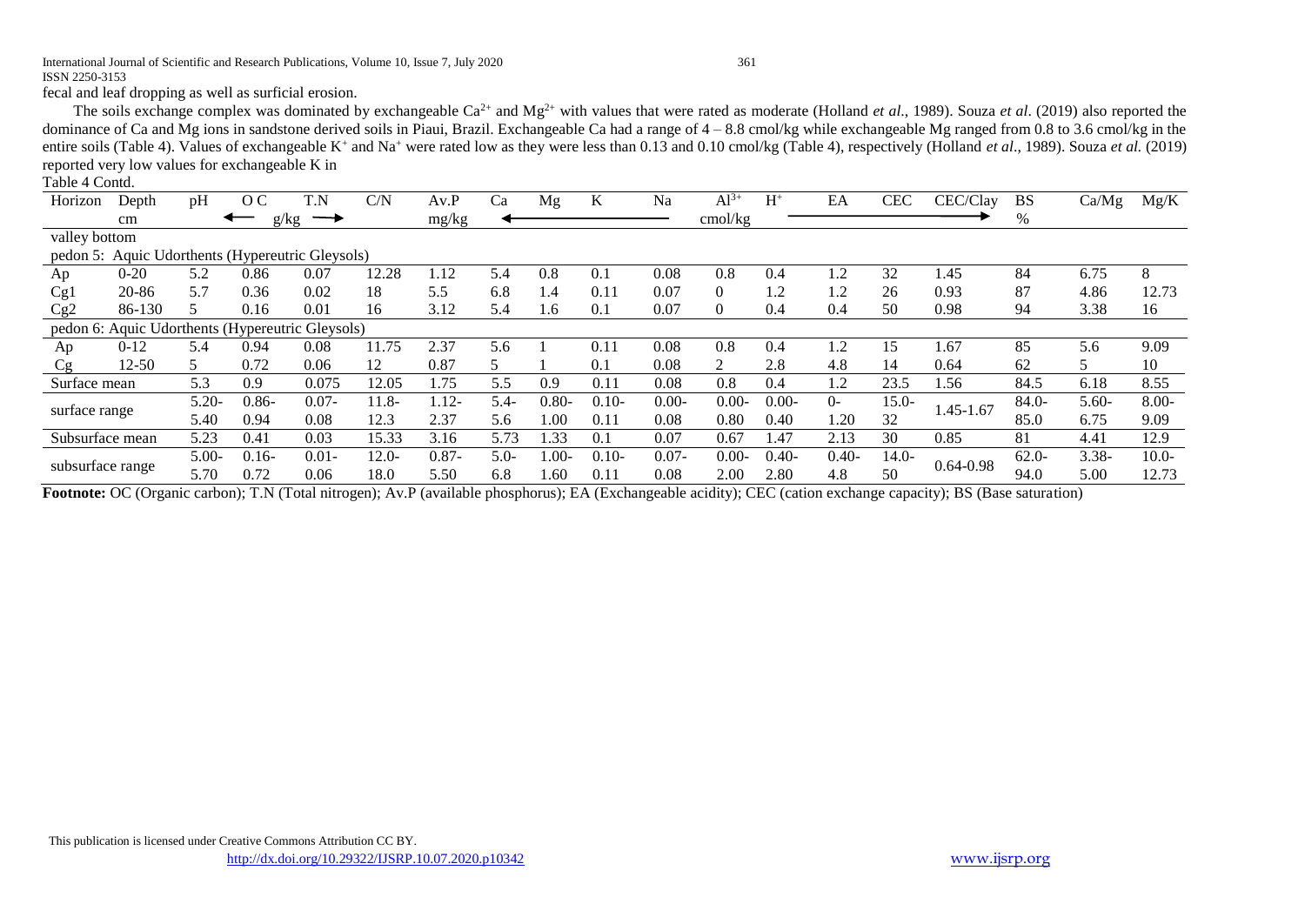fecal and leaf dropping as well as surficial erosion.

The soils exchange complex was dominated by exchangeable $Ca^{2+}$ and $Mg^{2+}$ with values that were rated as moderate (Holland *et al*., 1989). Souza *et al*. (2019) also reported the dominance of Ca and Mg ions in sandstone derived soils in Piaui, Brazil. Exchangeable Ca had a range of 4 – 8.8 cmol/kg while exchangeable Mg ranged from 0.8 to 3.6 cmol/kg in the entire soils (Table 4). Values of exchangeable $K^+$ and $Na^+$ were rated low as they were less than 0.13 and 0.10 cmol/kg (Table 4), respectively (Holland *et al*., 1989). Souza *et al.* (2019) reported very low values for exchangeable K in

Table 4 Contd.

| Horizon | Depth | pH | O C | T.N | C/N | Av.P | Ca | Mg | K | Na | $Al^{3+}$ | $H^+$ | EA | CEC | CEC/Clay | BS | Ca/Mg | Mg/K |
|---|---|---|---|---|---|---|---|---|---|---|---|---|---|---|---|---|---|---|
| | cm | | g/kg | | | mg/kg | cmol/kg | | | | | | | | | % | | |
| valley bottom | | | | | | | | | | | | | | | | | | |
| pedon 5: Aquic Udorthents (Hypereutric Gleysols) | | | | | | | | | | | | | | | | | | |
| Ap | 0-20 | 5.2 | 0.86 | 0.07 | 12.28 | 1.12 | 5.4 | 0.8 | 0.1 | 0.08 | 0.8 | 0.4 | 1.2 | 32 | 1.45 | 84 | 6.75 | 8 |
| Cg1 | 20-86 | 5.7 | 0.36 | 0.02 | 18 | 5.5 | 6.8 | 1.4 | 0.11 | 0.07 | 0 | 1.2 | 1.2 | 26 | 0.93 | 87 | 4.86 | 12.73 |
| Cg2 | 86-130 | 5 | 0.16 | 0.01 | 16 | 3.12 | 5.4 | 1.6 | 0.1 | 0.07 | 0 | 0.4 | 0.4 | 50 | 0.98 | 94 | 3.38 | 16 |
| pedon 6: Aquic Udorthents (Hypereutric Gleysols) | | | | | | | | | | | | | | | | | | |
| Ap | 0-12 | 5.4 | 0.94 | 0.08 | 11.75 | 2.37 | 5.6 | 1 | 0.11 | 0.08 | 0.8 | 0.4 | 1.2 | 15 | 1.67 | 85 | 5.6 | 9.09 |
| Cg | 12-50 | 5 | 0.72 | 0.06 | 12 | 0.87 | 5 | 1 | 0.1 | 0.08 | 2 | 2.8 | 4.8 | 14 | 0.64 | 62 | 5 | 10 |
| Surface mean | | 5.3 | 0.9 | 0.075 | 12.05 | 1.75 | 5.5 | 0.9 | 0.11 | 0.08 | 0.8 | 0.4 | 1.2 | 23.5 | 1.56 | 84.5 | 6.18 | 8.55 |
| surface range | | 5.20-5.40 | 0.86-0.94 | 0.07-0.08 | 11.8-12.3 | 1.12-2.37 | 5.4-5.6 | 0.80-1.00 | 0.10-0.11 | 0.00-0.08 | 0.00-0.80 | 0.00-0.40 | 0-1.20 | 15.0-32 | 1.45-1.67 | 84.0-85.0 | 5.60-6.75 | 8.00-9.09 |
| Subsurface mean | | 5.23 | 0.41 | 0.03 | 15.33 | 3.16 | 5.73 | 1.33 | 0.1 | 0.07 | 0.67 | 1.47 | 2.13 | 30 | 0.85 | 81 | 4.41 | 12.9 |
| subsurface range | | 5.00-5.70 | 0.16-0.72 | 0.01-0.06 | 12.0-18.0 | 0.87-5.50 | 5.0-6.8 | 1.00-1.60 | 0.10-0.11 | 0.07-0.08 | 0.00-2.00 | 0.40-2.80 | 0.40-4.8 | 14.0-50 | 0.64-0.98 | 62.0-94.0 | 3.38-5.00 | 10.0-12.73 |

**Footnote:** OC (Organic carbon); T.N (Total nitrogen); Av.P (available phosphorus); EA (Exchangeable acidity); CEC (cation exchange capacity); BS (Base saturation)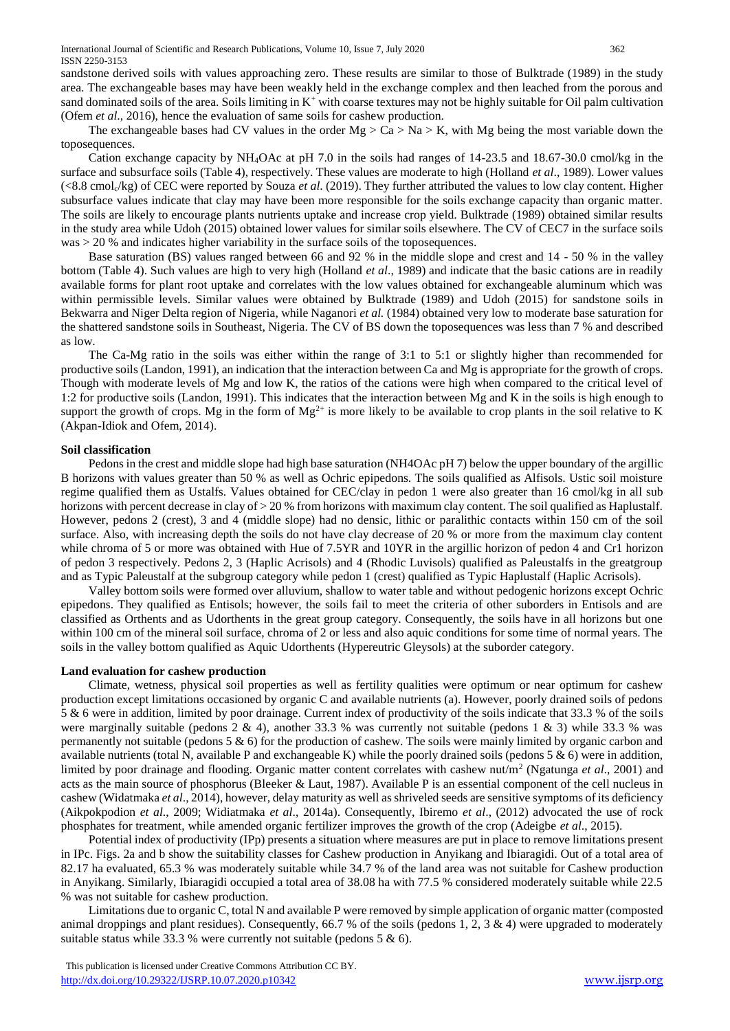sandstone derived soils with values approaching zero. These results are similar to those of Bulktrade (1989) in the study area. The exchangeable bases may have been weakly held in the exchange complex and then leached from the porous and sand dominated soils of the area. Soils limiting in $K^+$ with coarse textures may not be highly suitable for Oil palm cultivation (Ofem *et al*., 2016), hence the evaluation of same soils for cashew production.

The exchangeable bases had CV values in the order Mg > Ca > Na > K, with Mg being the most variable down the toposequences.

Cation exchange capacity by $NH_4OAc$ at pH 7.0 in the soils had ranges of 14-23.5 and 18.67-30.0 cmol/kg in the surface and subsurface soils (Table 4), respectively. These values are moderate to high (Holland *et al*., 1989). Lower values (<8.8 $cmol_c/kg$) of CEC were reported by Souza *et al.* (2019). They further attributed the values to low clay content. Higher subsurface values indicate that clay may have been more responsible for the soils exchange capacity than organic matter. The soils are likely to encourage plants nutrients uptake and increase crop yield. Bulktrade (1989) obtained similar results in the study area while Udoh (2015) obtained lower values for similar soils elsewhere. The CV of CEC7 in the surface soils was > 20 % and indicates higher variability in the surface soils of the toposequences.

Base saturation (BS) values ranged between 66 and 92 % in the middle slope and crest and 14 - 50 % in the valley bottom (Table 4). Such values are high to very high (Holland *et al*., 1989) and indicate that the basic cations are in readily available forms for plant root uptake and correlates with the low values obtained for exchangeable aluminum which was within permissible levels. Similar values were obtained by Bulktrade (1989) and Udoh (2015) for sandstone soils in Bekwarra and Niger Delta region of Nigeria, while Naganori *et al.* (1984) obtained very low to moderate base saturation for the shattered sandstone soils in Southeast, Nigeria. The CV of BS down the toposequences was less than 7 % and described as low.

The Ca-Mg ratio in the soils was either within the range of 3:1 to 5:1 or slightly higher than recommended for productive soils (Landon, 1991), an indication that the interaction between Ca and Mg is appropriate for the growth of crops. Though with moderate levels of Mg and low K, the ratios of the cations were high when compared to the critical level of 1:2 for productive soils (Landon, 1991). This indicates that the interaction between Mg and K in the soils is high enough to support the growth of crops. Mg in the form of $Mg^{2+}$ is more likely to be available to crop plants in the soil relative to K (Akpan-Idiok and Ofem, 2014).

**Soil classification**

Pedons in the crest and middle slope had high base saturation (NH4OAc pH 7) below the upper boundary of the argillic B horizons with values greater than 50 % as well as Ochric epipedons. The soils qualified as Alfisols. Ustic soil moisture regime qualified them as Ustalfs. Values obtained for CEC/clay in pedon 1 were also greater than 16 cmol/kg in all sub horizons with percent decrease in clay of > 20 % from horizons with maximum clay content. The soil qualified as Haplustalf. However, pedons 2 (crest), 3 and 4 (middle slope) had no densic, lithic or paralithic contacts within 150 cm of the soil surface. Also, with increasing depth the soils do not have clay decrease of 20 % or more from the maximum clay content while chroma of 5 or more was obtained with Hue of 7.5YR and 10YR in the argillic horizon of pedon 4 and Cr1 horizon of pedon 3 respectively. Pedons 2, 3 (Haplic Acrisols) and 4 (Rhodic Luvisols) qualified as Paleustalfs in the greatgroup and as Typic Paleustalf at the subgroup category while pedon 1 (crest) qualified as Typic Haplustalf (Haplic Acrisols).

Valley bottom soils were formed over alluvium, shallow to water table and without pedogenic horizons except Ochric epipedons. They qualified as Entisols; however, the soils fail to meet the criteria of other suborders in Entisols and are classified as Orthents and as Udorthents in the great group category. Consequently, the soils have in all horizons but one within 100 cm of the mineral soil surface, chroma of 2 or less and also aquic conditions for some time of normal years. The soils in the valley bottom qualified as Aquic Udorthents (Hypereutric Gleysols) at the suborder category.

**Land evaluation for cashew production**

Climate, wetness, physical soil properties as well as fertility qualities were optimum or near optimum for cashew production except limitations occasioned by organic C and available nutrients (a). However, poorly drained soils of pedons 5 & 6 were in addition, limited by poor drainage. Current index of productivity of the soils indicate that 33.3 % of the soils were marginally suitable (pedons 2 & 4), another 33.3 % was currently not suitable (pedons 1 & 3) while 33.3 % was permanently not suitable (pedons 5 & 6) for the production of cashew. The soils were mainly limited by organic carbon and available nutrients (total N, available P and exchangeable K) while the poorly drained soils (pedons 5 & 6) were in addition, limited by poor drainage and flooding. Organic matter content correlates with cashew nut/$m^2$ (Ngatunga *et al*., 2001) and acts as the main source of phosphorus (Bleeker & Laut, 1987). Available P is an essential component of the cell nucleus in cashew (Widatmaka *et al*., 2014), however, delay maturity as well as shriveled seeds are sensitive symptoms of its deficiency (Aikpokpodion *et al*., 2009; Widiatmaka *et al*., 2014a). Consequently, Ibiremo *et al*., (2012) advocated the use of rock phosphates for treatment, while amended organic fertilizer improves the growth of the crop (Adeigbe *et al*., 2015).

Potential index of productivity (IPp) presents a situation where measures are put in place to remove limitations present in IPc. Figs. 2a and b show the suitability classes for Cashew production in Anyikang and Ibiaragidi. Out of a total area of 82.17 ha evaluated, 65.3 % was moderately suitable while 34.7 % of the land area was not suitable for Cashew production in Anyikang. Similarly, Ibiaragidi occupied a total area of 38.08 ha with 77.5 % considered moderately suitable while 22.5 % was not suitable for cashew production.

Limitations due to organic C, total N and available P were removed by simple application of organic matter (composted animal droppings and plant residues). Consequently, 66.7 % of the soils (pedons 1, 2, 3 & 4) were upgraded to moderately suitable status while 33.3 % were currently not suitable (pedons 5 & 6).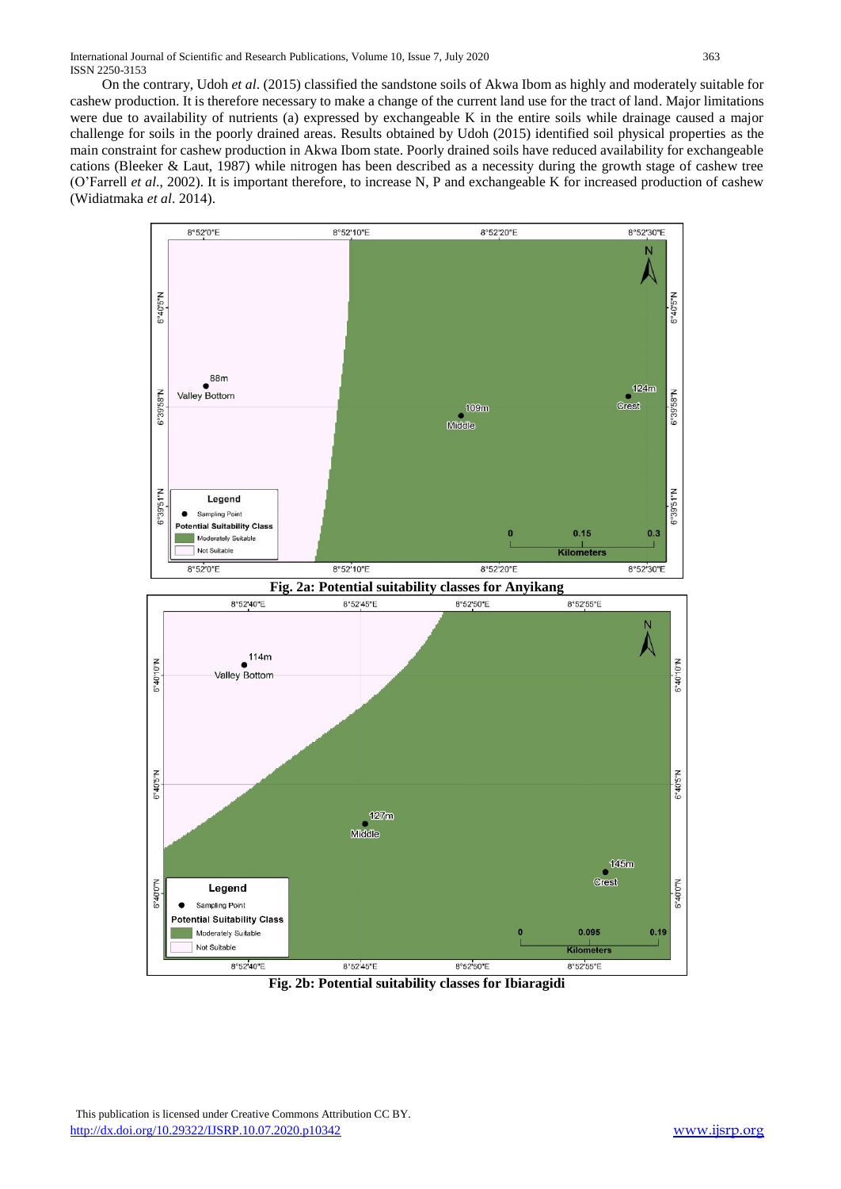On the contrary, Udoh *et al*. (2015) classified the sandstone soils of Akwa Ibom as highly and moderately suitable for cashew production. It is therefore necessary to make a change of the current land use for the tract of land. Major limitations were due to availability of nutrients (a) expressed by exchangeable K in the entire soils while drainage caused a major challenge for soils in the poorly drained areas. Results obtained by Udoh (2015) identified soil physical properties as the main constraint for cashew production in Akwa Ibom state. Poorly drained soils have reduced availability for exchangeable cations (Bleeker & Laut, 1987) while nitrogen has been described as a necessity during the growth stage of cashew tree (O'Farrell *et al*., 2002). It is important therefore, to increase N, P and exchangeable K for increased production of cashew (Widiatmaka *et al*. 2014).

**Fig. 2a: Potential suitability classes for Anyikang**

**Fig. 2b: Potential suitability classes for Ibiaragidi**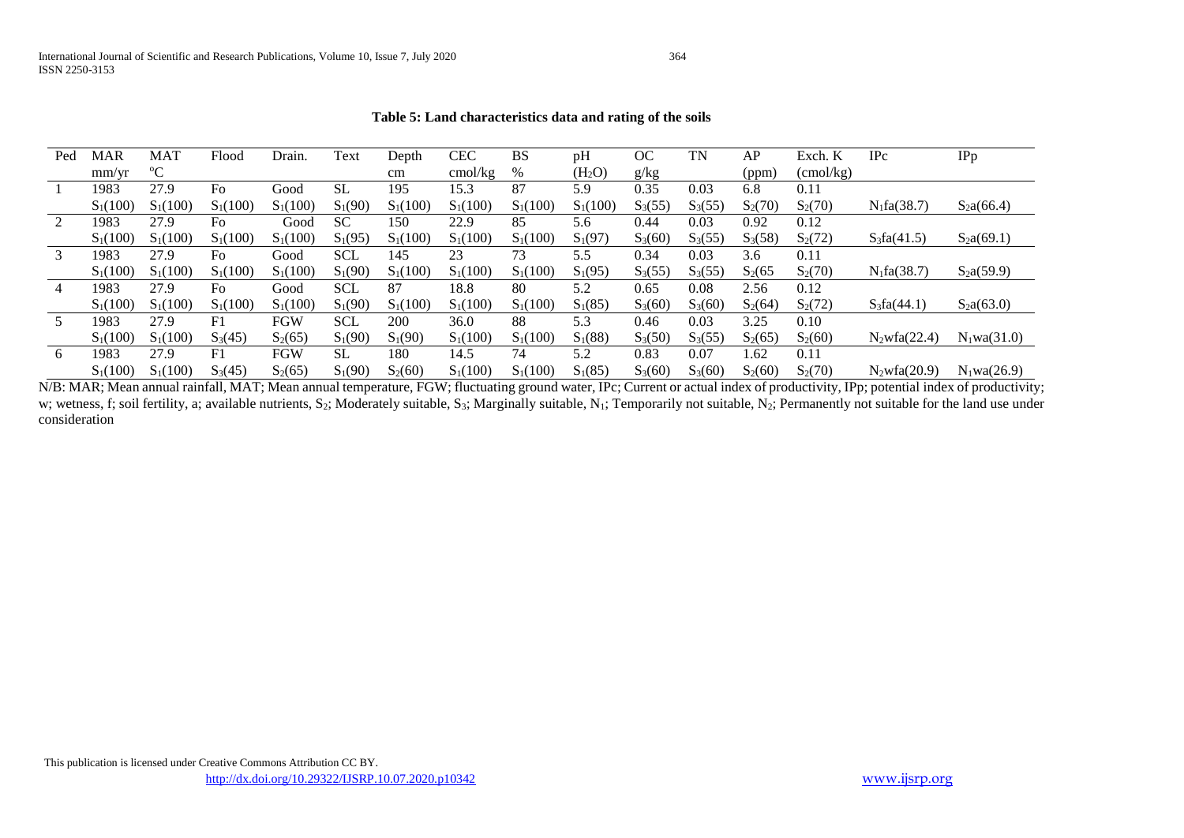**Table 5: Land characteristics data and rating of the soils**

| Ped | MAR mm/yr | MAT °C | Flood | Drain. | Text | Depth cm | CEC cmol/kg | BS % | pH ($H_2O$) | OC g/kg | TN | AP (ppm) | Exch. K (cmol/kg) | IPc | IPp |
|---|---|---|---|---|---|---|---|---|---|---|---|---|---|---|---|
| 1 | 1983 | 27.9 | Fo | Good | SL | 195 | 15.3 | 87 | 5.9 | 0.35 | 0.03 | 6.8 | 0.11 | | |
| | $S_1$(100) | $S_1$(100) | $S_1$(100) | $S_1$(100) | $S_1$(90) | $S_1$(100) | $S_1$(100) | $S_1$(100) | $S_1$(100) | $S_3$(55) | $S_3$(55) | $S_2$(70) | $S_2$(70) | $N_1$fa(38.7) | $S_2$a(66.4) |
| 2 | 1983 | 27.9 | Fo | Good | SC | 150 | 22.9 | 85 | 5.6 | 0.44 | 0.03 | 0.92 | 0.12 | | |
| | $S_1$(100) | $S_1$(100) | $S_1$(100) | $S_1$(100) | $S_1$(95) | $S_1$(100) | $S_1$(100) | $S_1$(100) | $S_1$(97) | $S_3$(60) | $S_3$(55) | $S_3$(58) | $S_2$(72) | $S_3$fa(41.5) | $S_2$a(69.1) |
| 3 | 1983 | 27.9 | Fo | Good | SCL | 145 | 23 | 73 | 5.5 | 0.34 | 0.03 | 3.6 | 0.11 | | |
| | $S_1$(100) | $S_1$(100) | $S_1$(100) | $S_1$(100) | $S_1$(90) | $S_1$(100) | $S_1$(100) | $S_1$(100) | $S_1$(95) | $S_3$(55) | $S_3$(55) | $S_2$(65 | $S_2$(70) | $N_1$fa(38.7) | $S_2$a(59.9) |
| 4 | 1983 | 27.9 | Fo | Good | SCL | 87 | 18.8 | 80 | 5.2 | 0.65 | 0.08 | 2.56 | 0.12 | | |
| | $S_1$(100) | $S_1$(100) | $S_1$(100) | $S_1$(100) | $S_1$(90) | $S_1$(100) | $S_1$(100) | $S_1$(100) | $S_1$(85) | $S_3$(60) | $S_3$(60) | $S_2$(64) | $S_2$(72) | $S_3$fa(44.1) | $S_2$a(63.0) |
| 5 | 1983 | 27.9 | F1 | FGW | SCL | 200 | 36.0 | 88 | 5.3 | 0.46 | 0.03 | 3.25 | 0.10 | | |
| | $S_1$(100) | $S_1$(100) | $S_3$(45) | $S_2$(65) | $S_1$(90) | $S_1$(90) | $S_1$(100) | $S_1$(100) | $S_1$(88) | $S_3$(50) | $S_3$(55) | $S_2$(65) | $S_2$(60) | $N_2$wfa(22.4) | $N_1$wa(31.0) |
| 6 | 1983 | 27.9 | F1 | FGW | SL | 180 | 14.5 | 74 | 5.2 | 0.83 | 0.07 | 1.62 | 0.11 | | |
| | $S_1$(100) | $S_1$(100) | $S_3$(45) | $S_2$(65) | $S_1$(90) | $S_2$(60) | $S_1$(100) | $S_1$(100) | $S_1$(85) | $S_3$(60) | $S_3$(60) | $S_2$(60) | $S_2$(70) | $N_2$wfa(20.9) | $N_1$wa(26.9) |

N/B: MAR; Mean annual rainfall, MAT; Mean annual temperature, FGW; fluctuating ground water, IPc; Current or actual index of productivity, IPp; potential index of productivity; w; wetness, f; soil fertility, a; available nutrients, $S_2$; Moderately suitable, $S_3$; Marginally suitable, $N_1$; Temporarily not suitable, $N_2$; Permanently not suitable for the land use under consideration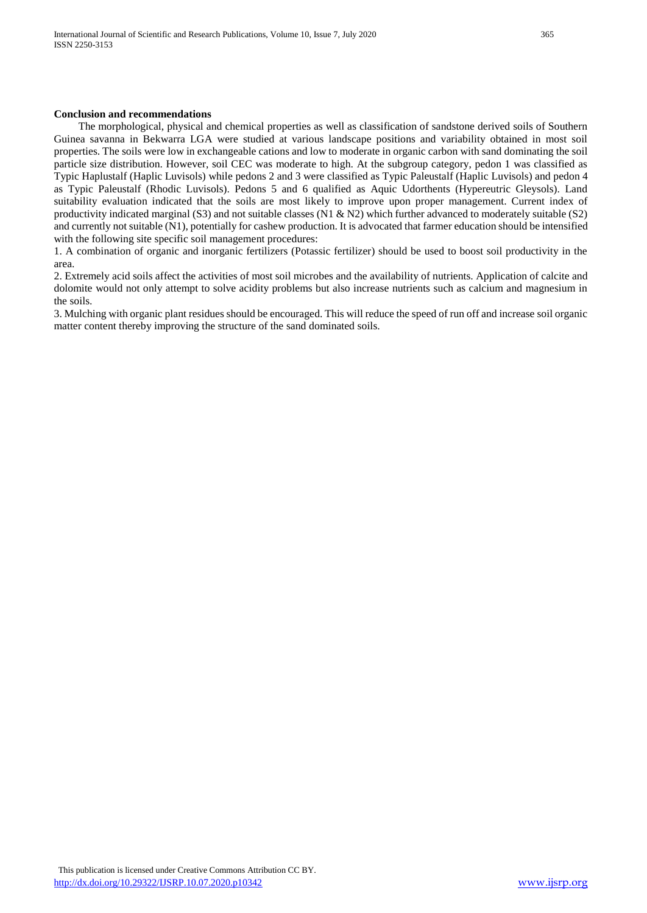## Conclusion and recommendations

The morphological, physical and chemical properties as well as classification of sandstone derived soils of Southern Guinea savanna in Bekwarra LGA were studied at various landscape positions and variability obtained in most soil properties. The soils were low in exchangeable cations and low to moderate in organic carbon with sand dominating the soil particle size distribution. However, soil CEC was moderate to high. At the subgroup category, pedon 1 was classified as Typic Haplustalf (Haplic Luvisols) while pedons 2 and 3 were classified as Typic Paleustalf (Haplic Luvisols) and pedon 4 as Typic Paleustalf (Rhodic Luvisols). Pedons 5 and 6 qualified as Aquic Udorthents (Hypereutric Gleysols). Land suitability evaluation indicated that the soils are most likely to improve upon proper management. Current index of productivity indicated marginal (S3) and not suitable classes (N1 & N2) which further advanced to moderately suitable (S2) and currently not suitable (N1), potentially for cashew production. It is advocated that farmer education should be intensified with the following site specific soil management procedures:

1. A combination of organic and inorganic fertilizers (Potassic fertilizer) should be used to boost soil productivity in the area.
2. Extremely acid soils affect the activities of most soil microbes and the availability of nutrients. Application of calcite and dolomite would not only attempt to solve acidity problems but also increase nutrients such as calcium and magnesium in the soils.
3. Mulching with organic plant residues should be encouraged. This will reduce the speed of run off and increase soil organic matter content thereby improving the structure of the sand dominated soils.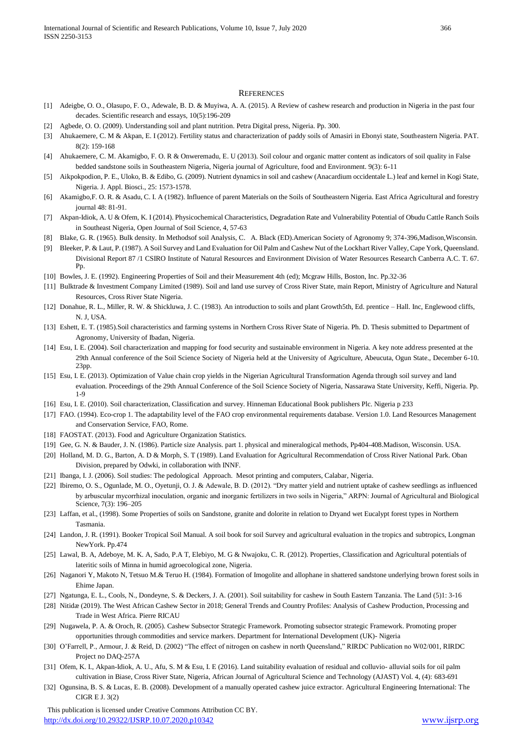## REFERENCES

[1] Adeigbe, O. O., Olasupo, F. O., Adewale, B. D. & Muyiwa, A. A. (2015). A Review of cashew research and production in Nigeria in the past four decades. Scientific research and essays, 10(5):196-209

[2] Agbede, O. O. (2009). Understanding soil and plant nutrition. Petra Digital press, Nigeria. Pp. 300.

[3] Ahukaemere, C. M & Akpan, E. I (2012). Fertility status and characterization of paddy soils of Amasiri in Ebonyi state, Southeastern Nigeria. PAT. 8(2): 159-168

[4] Ahukaemere, C. M. Akamigbo, F. O. R & Onweremadu, E. U (2013). Soil colour and organic matter content as indicators of soil quality in False bedded sandstone soils in Southeastern Nigeria, Nigeria journal of Agriculture, food and Environment. 9(3): 6-11

[5] Aikpokpodion, P. E., Uloko, B. & Edibo, G. (2009). Nutrient dynamics in soil and cashew (Anacardium occidentale L.) leaf and kernel in Kogi State, Nigeria. J. Appl. Biosci., 25: 1573-1578.

[6] Akamigbo,F. O. R. & Asadu, C. I. A (1982). Influence of parent Materials on the Soils of Southeastern Nigeria. East Africa Agricultural and forestry journal 48: 81-91.

[7] Akpan-Idiok, A. U & Ofem, K. I (2014). Physicochemical Characteristics, Degradation Rate and Vulnerability Potential of Obudu Cattle Ranch Soils in Southeast Nigeria, Open Journal of Soil Science, 4, 57-63

[8] Blake, G. R. (1965). Bulk density. In Methodsof soil Analysis, C. A. Black (ED).American Society of Agronomy 9; 374-396,Madison,Wisconsin.

[9] Bleeker, P. & Laut, P. (1987). A Soil Survey and Land Evaluation for Oil Palm and Cashew Nut of the Lockhart River Valley, Cape York, Queensland. Divisional Report 87 /1 CSIRO Institute of Natural Resources and Environment Division of Water Resources Research Canberra A.C. T. 67. Pp.

[10] Bowles, J. E. (1992). Engineering Properties of Soil and their Measurement 4th (ed); Mcgraw Hills, Boston, Inc. Pp.32-36

[11] Bulktrade & Investment Company Limited (1989). Soil and land use survey of Cross River State, main Report, Ministry of Agriculture and Natural Resources, Cross River State Nigeria.

[12] Donahue, R. L., Miller, R. W. & Shickluwa, J. C. (1983). An introduction to soils and plant Growth5th, Ed. prentice – Hall. Inc, Englewood cliffs, N. J, USA.

[13] Eshett, E. T. (1985).Soil characteristics and farming systems in Northern Cross River State of Nigeria. Ph. D. Thesis submitted to Department of Agronomy, University of Ibadan, Nigeria.

[14] Esu, I. E. (2004). Soil characterization and mapping for food security and sustainable environment in Nigeria. A key note address presented at the 29th Annual conference of the Soil Science Society of Nigeria held at the University of Agriculture, Abeucuta, Ogun State., December 6-10. 23pp.

[15] Esu, I. E. (2013). Optimization of Value chain crop yields in the Nigerian Agricultural Transformation Agenda through soil survey and land evaluation. Proceedings of the 29th Annual Conference of the Soil Science Society of Nigeria, Nassarawa State University, Keffi, Nigeria. Pp. 1-9

[16] Esu, I. E. (2010). Soil characterization, Classification and survey. Hinneman Educational Book publishers Plc. Nigeria p 233

[17] FAO. (1994). Eco-crop 1. The adaptability level of the FAO crop environmental requirements database. Version 1.0. Land Resources Management and Conservation Service, FAO, Rome.

[18] FAOSTAT. (2013). Food and Agriculture Organization Statistics.

[19] Gee, G. N. & Bauder, J. N. (1986). Particle size Analysis. part 1. physical and mineralogical methods, Pp404-408.Madison, Wisconsin. USA.

[20] Holland, M. D. G., Barton, A. D & Morph, S. T (1989). Land Evaluation for Agricultural Recommendation of Cross River National Park. Oban Division, prepared by Odwki, in collaboration with INNF.

[21] Ibanga, I. J. (2006). Soil studies: The pedological Approach. Mesot printing and computers, Calabar, Nigeria.

[22] Ibiremo, O. S., Ogunlade, M. O., Oyetunji, O. J. & Adewale, B. D. (2012). "Dry matter yield and nutrient uptake of cashew seedlings as influenced by arbuscular mycorrhizal inoculation, organic and inorganic fertilizers in two soils in Nigeria," ARPN: Journal of Agricultural and Biological Science, 7(3): 196–205

[23] Laffan, et al., (1998). Some Properties of soils on Sandstone, granite and dolorite in relation to Dryand wet Eucalypt forest types in Northern Tasmania.

[24] Landon, J. R. (1991). Booker Tropical Soil Manual. A soil book for soil Survey and agricultural evaluation in the tropics and subtropics, Longman NewYork. Pp.474

[25] Lawal, B. A, Adeboye, M. K. A, Sado, P.A T, Elebiyo, M. G & Nwajoku, C. R. (2012). Properties, Classification and Agricultural potentials of lateritic soils of Minna in humid agroecological zone, Nigeria.

[26] Naganori Y, Makoto N, Tetsuo M.& Teruo H. (1984). Formation of Imogolite and allophane in shattered sandstone underlying brown forest soils in Ehime Japan.

[27] Ngatunga, E. L., Cools, N., Dondeyne, S. & Deckers, J. A. (2001). Soil suitability for cashew in South Eastern Tanzania. The Land (5)1: 3-16

[28] Nitidæ (2019). The West African Cashew Sector in 2018; General Trends and Country Profiles: Analysis of Cashew Production, Processing and Trade in West Africa. Pierre RICAU

[29] Nugawela, P. A. & Oroch, R. (2005). Cashew Subsector Strategic Framework. Promoting subsector strategic Framework. Promoting proper opportunities through commodities and service markers. Department for International Development (UK)- Nigeria

[30] O'Farrell, P., Armour, J. & Reid, D. (2002) "The effect of nitrogen on cashew in north Queensland," RIRDC Publication no W02/001, RIRDC Project no DAQ-257A

[31] Ofem, K. I., Akpan-Idiok, A. U., Afu, S. M & Esu, I. E (2016). Land suitability evaluation of residual and colluvio- alluvial soils for oil palm cultivation in Biase, Cross River State, Nigeria, African Journal of Agricultural Science and Technology (AJAST) Vol. 4, (4): 683-691

[32] Ogunsina, B. S. & Lucas, E. B. (2008). Development of a manually operated cashew juice extractor. Agricultural Engineering International: The CIGR E J. 3(2)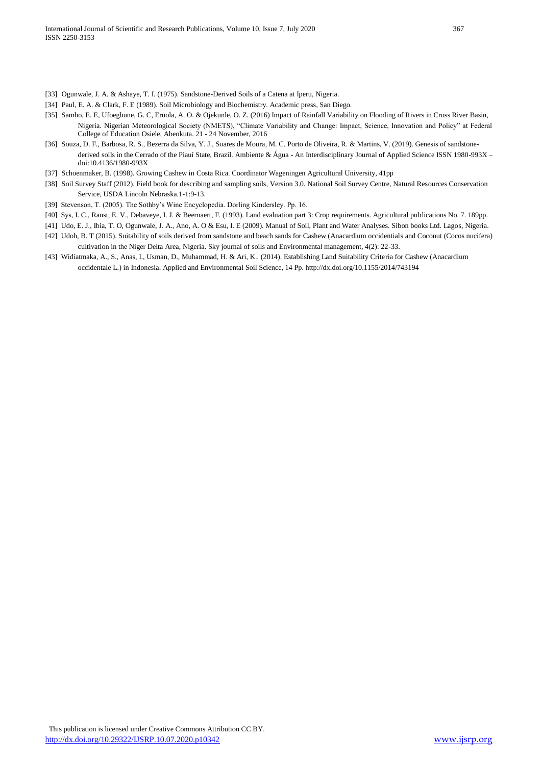[33] Ogunwale, J. A. & Ashaye, T. I. (1975). Sandstone-Derived Soils of a Catena at Iperu, Nigeria.

[34] Paul, E. A. & Clark, F. E (1989). Soil Microbiology and Biochemistry. Academic press, San Diego.

[35] Sambo, E. E, Ufoegbune, G. C, Eruola, A. O. & Ojekunle, O. Z. (2016) Impact of Rainfall Variability on Flooding of Rivers in Cross River Basin, Nigeria. Nigerian Meteorological Society (NMETS), "Climate Variability and Change: Impact, Science, Innovation and Policy" at Federal College of Education Osiele, Abeokuta. 21 - 24 November, 2016

[36] Souza, D. F., Barbosa, R. S., Bezerra da Silva, Y. J., Soares de Moura, M. C. Porto de Oliveira, R. & Martins, V. (2019). Genesis of sandstone-derived soils in the Cerrado of the Piauí State, Brazil. Ambiente & Água - An Interdisciplinary Journal of Applied Science ISSN 1980-993X – doi:10.4136/1980-993X

[37] Schoenmaker, B. (1998). Growing Cashew in Costa Rica. Coordinator Wageningen Agricultural University, 41pp

[38] Soil Survey Staff (2012). Field book for describing and sampling soils, Version 3.0. National Soil Survey Centre, Natural Resources Conservation Service, USDA Lincoln Nebraska.1-1:9-13.

[39] Stevenson, T. (2005). The Sothby's Wine Encyclopedia. Dorling Kindersley. Pp. 16.

[40] Sys, I. C., Ranst, E. V., Debaveye, I. J. & Beernaert, F. (1993). Land evaluation part 3: Crop requirements. Agricultural publications No. 7. 189pp.

[41] Udo, E. J., Ibia, T. O, Ogunwale, J. A., Ano, A. O & Esu, I. E (2009). Manual of Soil, Plant and Water Analyses. Sibon books Ltd. Lagos, Nigeria.

[42] Udoh, B. T (2015). Suitability of soils derived from sandstone and beach sands for Cashew (Anacardium occidentials and Coconut (Cocos nucifera) cultivation in the Niger Delta Area, Nigeria. Sky journal of soils and Environmental management, 4(2): 22-33.

[43] Widiatmaka, A., S., Anas, I., Usman, D., Muhammad, H. & Ari, K.. (2014). Establishing Land Suitability Criteria for Cashew (Anacardium occidentale L.) in Indonesia. Applied and Environmental Soil Science, 14 Pp. http://dx.doi.org/10.1155/2014/743194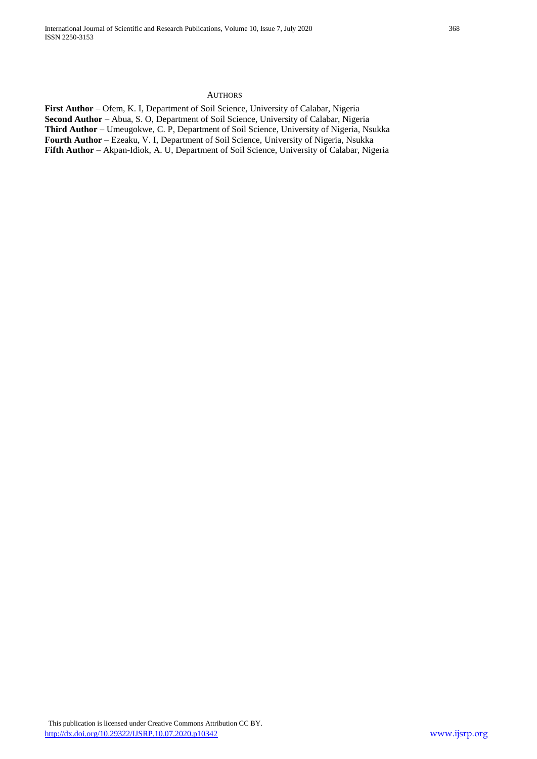## Authors

**First Author** – Ofem, K. I, Department of Soil Science, University of Calabar, Nigeria
**Second Author** – Abua, S. O, Department of Soil Science, University of Calabar, Nigeria
**Third Author** – Umeugokwe, C. P, Department of Soil Science, University of Nigeria, Nsukka
**Fourth Author** – Ezeaku, V. I, Department of Soil Science, University of Nigeria, Nsukka
**Fifth Author** – Akpan-Idiok, A. U, Department of Soil Science, University of Calabar, Nigeria